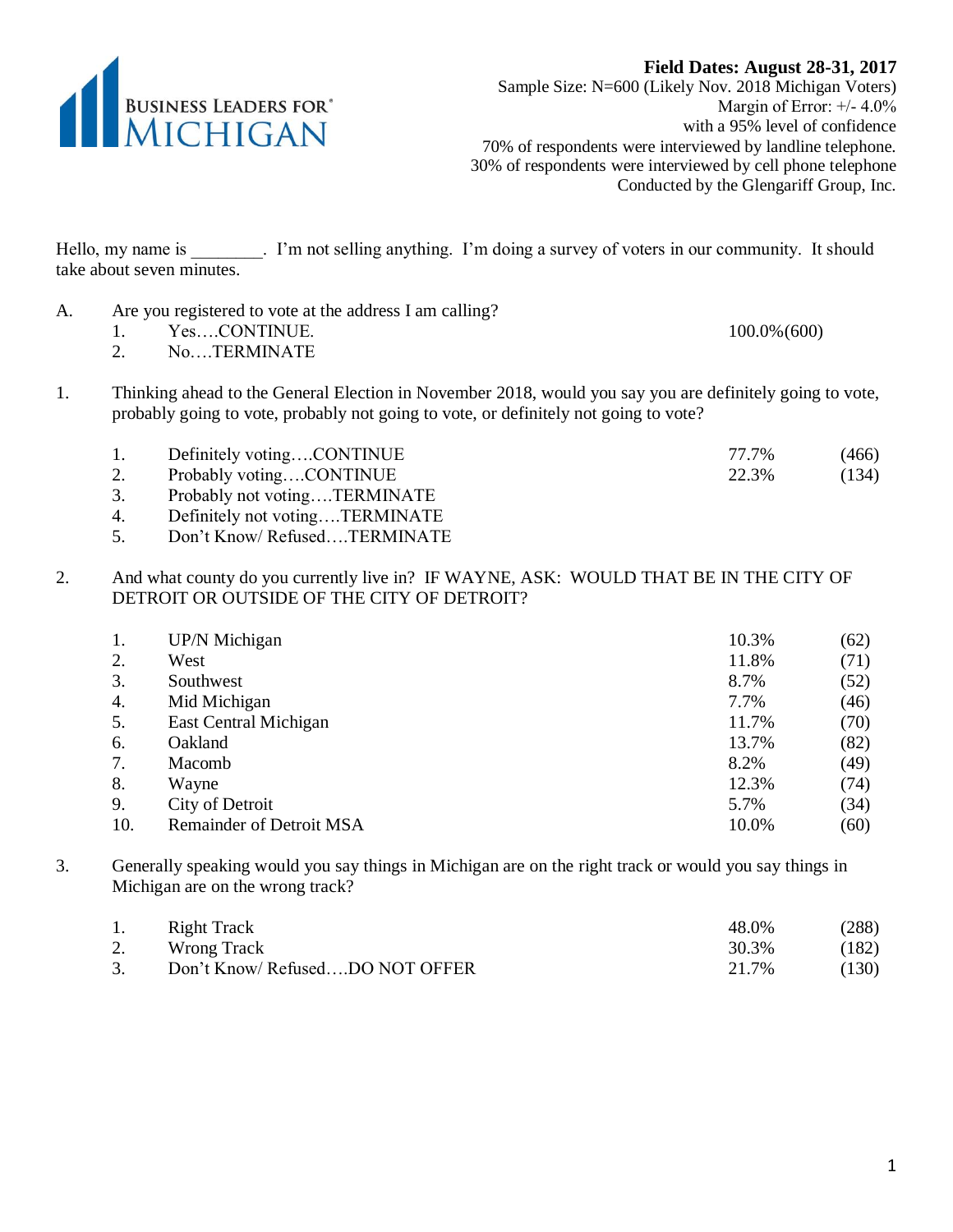BUSINESS LEADERS FOR® MICHIGAN

**Field Dates: August 28-31, 2017**
Sample Size: N=600 (Likely Nov. 2018 Michigan Voters)
Margin of Error: +/- 4.0%
with a 95% level of confidence
70% of respondents were interviewed by landline telephone.
30% of respondents were interviewed by cell phone telephone
Conducted by the Glengariff Group, Inc.

Hello, my name is ________. I'm not selling anything. I'm doing a survey of voters in our community. It should take about seven minutes.

A. Are you registered to vote at the address I am calling?

| | | |
|---|---|---|
| 1. | Yes….CONTINUE. | 100.0%(600) |
| 2. | No….TERMINATE | |

1. Thinking ahead to the General Election in November 2018, would you say you are definitely going to vote, probably going to vote, probably not going to vote, or definitely not going to vote?

| | | | |
|---|---|---|---|
| 1. | Definitely voting….CONTINUE | 77.7% | (466) |
| 2. | Probably voting….CONTINUE | 22.3% | (134) |
| 3. | Probably not voting….TERMINATE | | |
| 4. | Definitely not voting….TERMINATE | | |
| 5. | Don't Know/ Refused….TERMINATE | | |

2. And what county do you currently live in? IF WAYNE, ASK: WOULD THAT BE IN THE CITY OF DETROIT OR OUTSIDE OF THE CITY OF DETROIT?

| | | | |
|---|---|---|---|
| 1. | UP/N Michigan | 10.3% | (62) |
| 2. | West | 11.8% | (71) |
| 3. | Southwest | 8.7% | (52) |
| 4. | Mid Michigan | 7.7% | (46) |
| 5. | East Central Michigan | 11.7% | (70) |
| 6. | Oakland | 13.7% | (82) |
| 7. | Macomb | 8.2% | (49) |
| 8. | Wayne | 12.3% | (74) |
| 9. | City of Detroit | 5.7% | (34) |
| 10. | Remainder of Detroit MSA | 10.0% | (60) |

3. Generally speaking would you say things in Michigan are on the right track or would you say things in Michigan are on the wrong track?

| | | | |
|---|---|---|---|
| 1. | Right Track | 48.0% | (288) |
| 2. | Wrong Track | 30.3% | (182) |
| 3. | Don't Know/ Refused….DO NOT OFFER | 21.7% | (130) |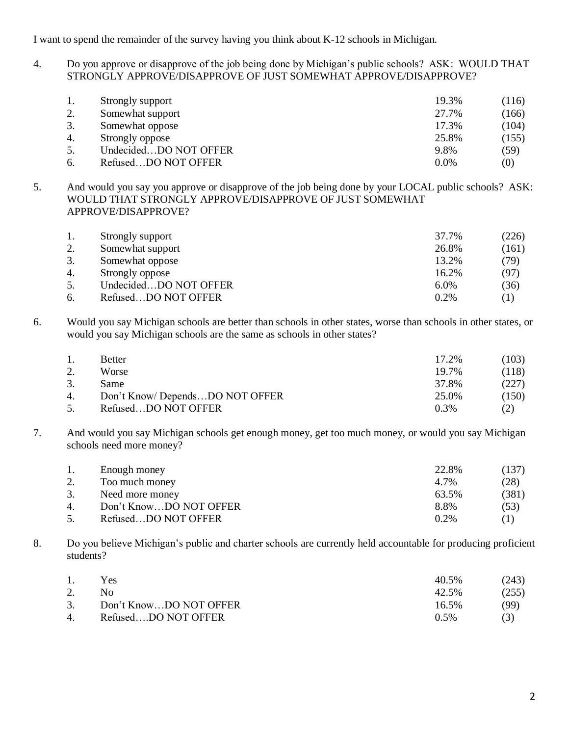I want to spend the remainder of the survey having you think about K-12 schools in Michigan.

4. Do you approve or disapprove of the job being done by Michigan's public schools? ASK: WOULD THAT STRONGLY APPROVE/DISAPPROVE OF JUST SOMEWHAT APPROVE/DISAPPROVE?

| | | | |
|---|---|---|---|
| 1. | Strongly support | 19.3% | (116) |
| 2. | Somewhat support | 27.7% | (166) |
| 3. | Somewhat oppose | 17.3% | (104) |
| 4. | Strongly oppose | 25.8% | (155) |
| 5. | Undecided…DO NOT OFFER | 9.8% | (59) |
| 6. | Refused…DO NOT OFFER | 0.0% | (0) |

5. And would you say you approve or disapprove of the job being done by your LOCAL public schools? ASK: WOULD THAT STRONGLY APPROVE/DISAPPROVE OF JUST SOMEWHAT APPROVE/DISAPPROVE?

| | | | |
|---|---|---|---|
| 1. | Strongly support | 37.7% | (226) |
| 2. | Somewhat support | 26.8% | (161) |
| 3. | Somewhat oppose | 13.2% | (79) |
| 4. | Strongly oppose | 16.2% | (97) |
| 5. | Undecided…DO NOT OFFER | 6.0% | (36) |
| 6. | Refused…DO NOT OFFER | 0.2% | (1) |

6. Would you say Michigan schools are better than schools in other states, worse than schools in other states, or would you say Michigan schools are the same as schools in other states?

| | | | |
|---|---|---|---|
| 1. | Better | 17.2% | (103) |
| 2. | Worse | 19.7% | (118) |
| 3. | Same | 37.8% | (227) |
| 4. | Don't Know/ Depends…DO NOT OFFER | 25.0% | (150) |
| 5. | Refused…DO NOT OFFER | 0.3% | (2) |

7. And would you say Michigan schools get enough money, get too much money, or would you say Michigan schools need more money?

| | | | |
|---|---|---|---|
| 1. | Enough money | 22.8% | (137) |
| 2. | Too much money | 4.7% | (28) |
| 3. | Need more money | 63.5% | (381) |
| 4. | Don't Know…DO NOT OFFER | 8.8% | (53) |
| 5. | Refused…DO NOT OFFER | 0.2% | (1) |

8. Do you believe Michigan's public and charter schools are currently held accountable for producing proficient students?

| | | | |
|---|---|---|---|
| 1. | Yes | 40.5% | (243) |
| 2. | No | 42.5% | (255) |
| 3. | Don't Know…DO NOT OFFER | 16.5% | (99) |
| 4. | Refused….DO NOT OFFER | 0.5% | (3) |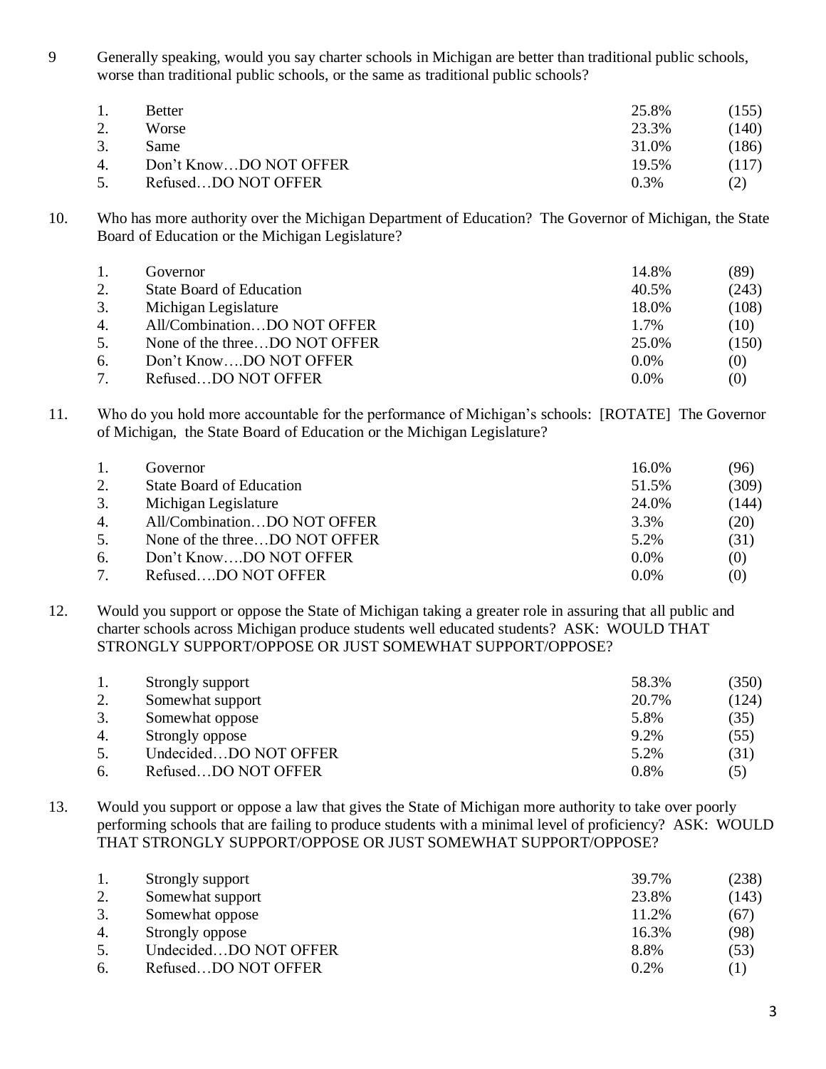9 Generally speaking, would you say charter schools in Michigan are better than traditional public schools, worse than traditional public schools, or the same as traditional public schools?

| | | | |
|---|---|---|---|
| 1. | Better | 25.8% | (155) |
| 2. | Worse | 23.3% | (140) |
| 3. | Same | 31.0% | (186) |
| 4. | Don't Know…DO NOT OFFER | 19.5% | (117) |
| 5. | Refused…DO NOT OFFER | 0.3% | (2) |

10. Who has more authority over the Michigan Department of Education? The Governor of Michigan, the State Board of Education or the Michigan Legislature?

| | | | |
|---|---|---|---|
| 1. | Governor | 14.8% | (89) |
| 2. | State Board of Education | 40.5% | (243) |
| 3. | Michigan Legislature | 18.0% | (108) |
| 4. | All/Combination…DO NOT OFFER | 1.7% | (10) |
| 5. | None of the three…DO NOT OFFER | 25.0% | (150) |
| 6. | Don't Know….DO NOT OFFER | 0.0% | (0) |
| 7. | Refused…DO NOT OFFER | 0.0% | (0) |

11. Who do you hold more accountable for the performance of Michigan's schools: [ROTATE] The Governor of Michigan, the State Board of Education or the Michigan Legislature?

| | | | |
|---|---|---|---|
| 1. | Governor | 16.0% | (96) |
| 2. | State Board of Education | 51.5% | (309) |
| 3. | Michigan Legislature | 24.0% | (144) |
| 4. | All/Combination…DO NOT OFFER | 3.3% | (20) |
| 5. | None of the three…DO NOT OFFER | 5.2% | (31) |
| 6. | Don't Know….DO NOT OFFER | 0.0% | (0) |
| 7. | Refused….DO NOT OFFER | 0.0% | (0) |

12. Would you support or oppose the State of Michigan taking a greater role in assuring that all public and charter schools across Michigan produce students well educated students? ASK: WOULD THAT STRONGLY SUPPORT/OPPOSE OR JUST SOMEWHAT SUPPORT/OPPOSE?

| | | | |
|---|---|---|---|
| 1. | Strongly support | 58.3% | (350) |
| 2. | Somewhat support | 20.7% | (124) |
| 3. | Somewhat oppose | 5.8% | (35) |
| 4. | Strongly oppose | 9.2% | (55) |
| 5. | Undecided…DO NOT OFFER | 5.2% | (31) |
| 6. | Refused…DO NOT OFFER | 0.8% | (5) |

13. Would you support or oppose a law that gives the State of Michigan more authority to take over poorly performing schools that are failing to produce students with a minimal level of proficiency? ASK: WOULD THAT STRONGLY SUPPORT/OPPOSE OR JUST SOMEWHAT SUPPORT/OPPOSE?

| | | | |
|---|---|---|---|
| 1. | Strongly support | 39.7% | (238) |
| 2. | Somewhat support | 23.8% | (143) |
| 3. | Somewhat oppose | 11.2% | (67) |
| 4. | Strongly oppose | 16.3% | (98) |
| 5. | Undecided…DO NOT OFFER | 8.8% | (53) |
| 6. | Refused…DO NOT OFFER | 0.2% | (1) |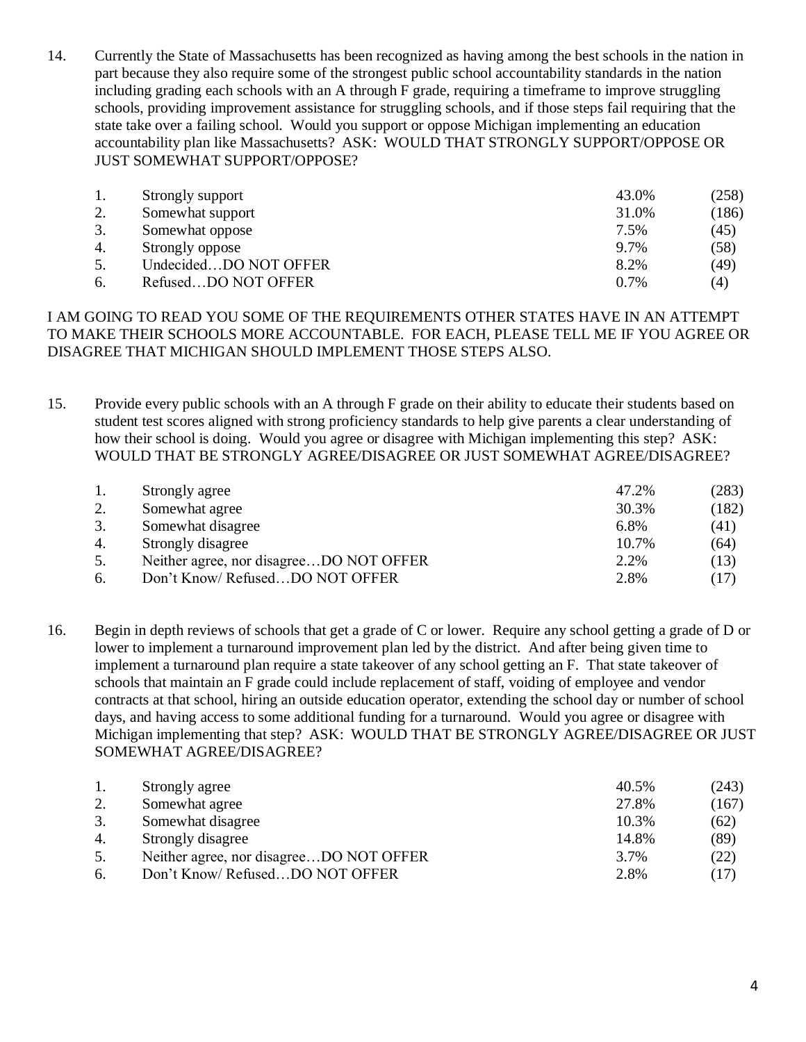14. Currently the State of Massachusetts has been recognized as having among the best schools in the nation in part because they also require some of the strongest public school accountability standards in the nation including grading each schools with an A through F grade, requiring a timeframe to improve struggling schools, providing improvement assistance for struggling schools, and if those steps fail requiring that the state take over a failing school. Would you support or oppose Michigan implementing an education accountability plan like Massachusetts? ASK: WOULD THAT STRONGLY SUPPORT/OPPOSE OR JUST SOMEWHAT SUPPORT/OPPOSE?

| | | | |
|---|---|---|---|
| 1. | Strongly support | 43.0% | (258) |
| 2. | Somewhat support | 31.0% | (186) |
| 3. | Somewhat oppose | 7.5% | (45) |
| 4. | Strongly oppose | 9.7% | (58) |
| 5. | Undecided…DO NOT OFFER | 8.2% | (49) |
| 6. | Refused…DO NOT OFFER | 0.7% | (4) |

I AM GOING TO READ YOU SOME OF THE REQUIREMENTS OTHER STATES HAVE IN AN ATTEMPT TO MAKE THEIR SCHOOLS MORE ACCOUNTABLE. FOR EACH, PLEASE TELL ME IF YOU AGREE OR DISAGREE THAT MICHIGAN SHOULD IMPLEMENT THOSE STEPS ALSO.

15. Provide every public schools with an A through F grade on their ability to educate their students based on student test scores aligned with strong proficiency standards to help give parents a clear understanding of how their school is doing. Would you agree or disagree with Michigan implementing this step? ASK: WOULD THAT BE STRONGLY AGREE/DISAGREE OR JUST SOMEWHAT AGREE/DISAGREE?

| | | | |
|---|---|---|---|
| 1. | Strongly agree | 47.2% | (283) |
| 2. | Somewhat agree | 30.3% | (182) |
| 3. | Somewhat disagree | 6.8% | (41) |
| 4. | Strongly disagree | 10.7% | (64) |
| 5. | Neither agree, nor disagree…DO NOT OFFER | 2.2% | (13) |
| 6. | Don't Know/ Refused…DO NOT OFFER | 2.8% | (17) |

16. Begin in depth reviews of schools that get a grade of C or lower. Require any school getting a grade of D or lower to implement a turnaround improvement plan led by the district. And after being given time to implement a turnaround plan require a state takeover of any school getting an F. That state takeover of schools that maintain an F grade could include replacement of staff, voiding of employee and vendor contracts at that school, hiring an outside education operator, extending the school day or number of school days, and having access to some additional funding for a turnaround. Would you agree or disagree with Michigan implementing that step? ASK: WOULD THAT BE STRONGLY AGREE/DISAGREE OR JUST SOMEWHAT AGREE/DISAGREE?

| | | | |
|---|---|---|---|
| 1. | Strongly agree | 40.5% | (243) |
| 2. | Somewhat agree | 27.8% | (167) |
| 3. | Somewhat disagree | 10.3% | (62) |
| 4. | Strongly disagree | 14.8% | (89) |
| 5. | Neither agree, nor disagree…DO NOT OFFER | 3.7% | (22) |
| 6. | Don't Know/ Refused…DO NOT OFFER | 2.8% | (17) |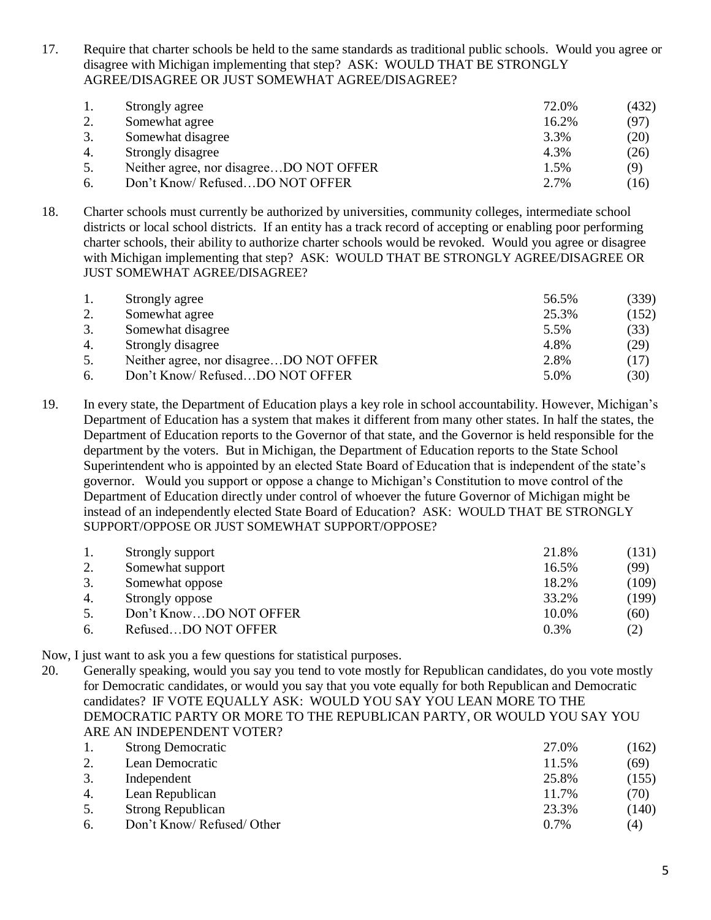17. Require that charter schools be held to the same standards as traditional public schools. Would you agree or disagree with Michigan implementing that step? ASK: WOULD THAT BE STRONGLY AGREE/DISAGREE OR JUST SOMEWHAT AGREE/DISAGREE?

| | | | |
|---|---|---|---|
| 1. | Strongly agree | 72.0% | (432) |
| 2. | Somewhat agree | 16.2% | (97) |
| 3. | Somewhat disagree | 3.3% | (20) |
| 4. | Strongly disagree | 4.3% | (26) |
| 5. | Neither agree, nor disagree…DO NOT OFFER | 1.5% | (9) |
| 6. | Don't Know/ Refused…DO NOT OFFER | 2.7% | (16) |

18. Charter schools must currently be authorized by universities, community colleges, intermediate school districts or local school districts. If an entity has a track record of accepting or enabling poor performing charter schools, their ability to authorize charter schools would be revoked. Would you agree or disagree with Michigan implementing that step? ASK: WOULD THAT BE STRONGLY AGREE/DISAGREE OR JUST SOMEWHAT AGREE/DISAGREE?

| | | | |
|---|---|---|---|
| 1. | Strongly agree | 56.5% | (339) |
| 2. | Somewhat agree | 25.3% | (152) |
| 3. | Somewhat disagree | 5.5% | (33) |
| 4. | Strongly disagree | 4.8% | (29) |
| 5. | Neither agree, nor disagree…DO NOT OFFER | 2.8% | (17) |
| 6. | Don't Know/ Refused…DO NOT OFFER | 5.0% | (30) |

19. In every state, the Department of Education plays a key role in school accountability. However, Michigan's Department of Education has a system that makes it different from many other states. In half the states, the Department of Education reports to the Governor of that state, and the Governor is held responsible for the department by the voters. But in Michigan, the Department of Education reports to the State School Superintendent who is appointed by an elected State Board of Education that is independent of the state's governor. Would you support or oppose a change to Michigan's Constitution to move control of the Department of Education directly under control of whoever the future Governor of Michigan might be instead of an independently elected State Board of Education? ASK: WOULD THAT BE STRONGLY SUPPORT/OPPOSE OR JUST SOMEWHAT SUPPORT/OPPOSE?

| | | | |
|---|---|---|---|
| 1. | Strongly support | 21.8% | (131) |
| 2. | Somewhat support | 16.5% | (99) |
| 3. | Somewhat oppose | 18.2% | (109) |
| 4. | Strongly oppose | 33.2% | (199) |
| 5. | Don't Know…DO NOT OFFER | 10.0% | (60) |
| 6. | Refused…DO NOT OFFER | 0.3% | (2) |

Now, I just want to ask you a few questions for statistical purposes.

20. Generally speaking, would you say you tend to vote mostly for Republican candidates, do you vote mostly for Democratic candidates, or would you say that you vote equally for both Republican and Democratic candidates? IF VOTE EQUALLY ASK: WOULD YOU SAY YOU LEAN MORE TO THE DEMOCRATIC PARTY OR MORE TO THE REPUBLICAN PARTY, OR WOULD YOU SAY YOU ARE AN INDEPENDENT VOTER?

| | | | |
|---|---|---|---|
| 1. | Strong Democratic | 27.0% | (162) |
| 2. | Lean Democratic | 11.5% | (69) |
| 3. | Independent | 25.8% | (155) |
| 4. | Lean Republican | 11.7% | (70) |
| 5. | Strong Republican | 23.3% | (140) |
| 6. | Don't Know/ Refused/ Other | 0.7% | (4) |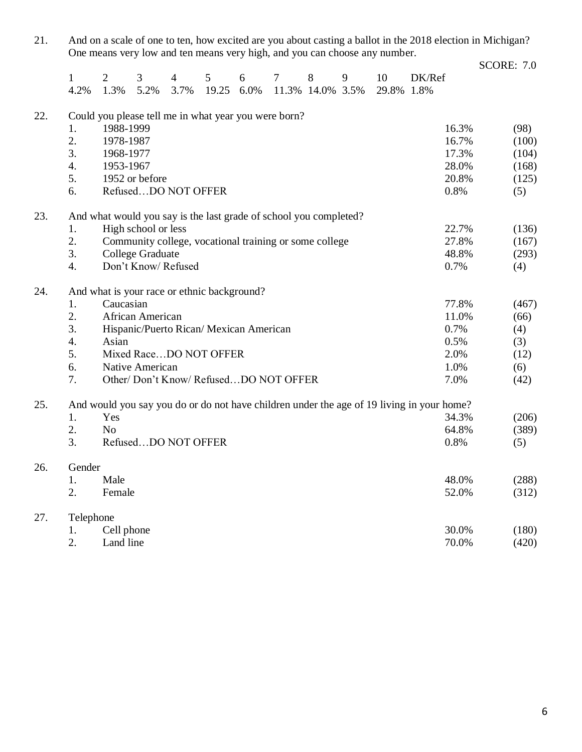21. And on a scale of one to ten, how excited are you about casting a ballot in the 2018 election in Michigan? One means very low and ten means very high, and you can choose any number.

SCORE: 7.0

| 1 | 2 | 3 | 4 | 5 | 6 | 7 | 8 | 9 | 10 | DK/Ref |
|---|---|---|---|---|---|---|---|---|---|---|
| 4.2% | 1.3% | 5.2% | 3.7% | 19.25 | 6.0% | 11.3% | 14.0% | 3.5% | 29.8% | 1.8% |

22. Could you please tell me in what year you were born?

| | | | |
|---|---|---|---|
| 1. | 1988-1999 | 16.3% | (98) |
| 2. | 1978-1987 | 16.7% | (100) |
| 3. | 1968-1977 | 17.3% | (104) |
| 4. | 1953-1967 | 28.0% | (168) |
| 5. | 1952 or before | 20.8% | (125) |
| 6. | Refused…DO NOT OFFER | 0.8% | (5) |

23. And what would you say is the last grade of school you completed?

| | | | |
|---|---|---|---|
| 1. | High school or less | 22.7% | (136) |
| 2. | Community college, vocational training or some college | 27.8% | (167) |
| 3. | College Graduate | 48.8% | (293) |
| 4. | Don't Know/ Refused | 0.7% | (4) |

24. And what is your race or ethnic background?

| | | | |
|---|---|---|---|
| 1. | Caucasian | 77.8% | (467) |
| 2. | African American | 11.0% | (66) |
| 3. | Hispanic/Puerto Rican/ Mexican American | 0.7% | (4) |
| 4. | Asian | 0.5% | (3) |
| 5. | Mixed Race…DO NOT OFFER | 2.0% | (12) |
| 6. | Native American | 1.0% | (6) |
| 7. | Other/ Don't Know/ Refused…DO NOT OFFER | 7.0% | (42) |

25. And would you say you do or do not have children under the age of 19 living in your home?

| | | | |
|---|---|---|---|
| 1. | Yes | 34.3% | (206) |
| 2. | No | 64.8% | (389) |
| 3. | Refused…DO NOT OFFER | 0.8% | (5) |

26. Gender

| | | | |
|---|---|---|---|
| 1. | Male | 48.0% | (288) |
| 2. | Female | 52.0% | (312) |

27. Telephone

| | | | |
|---|---|---|---|
| 1. | Cell phone | 30.0% | (180) |
| 2. | Land line | 70.0% | (420) |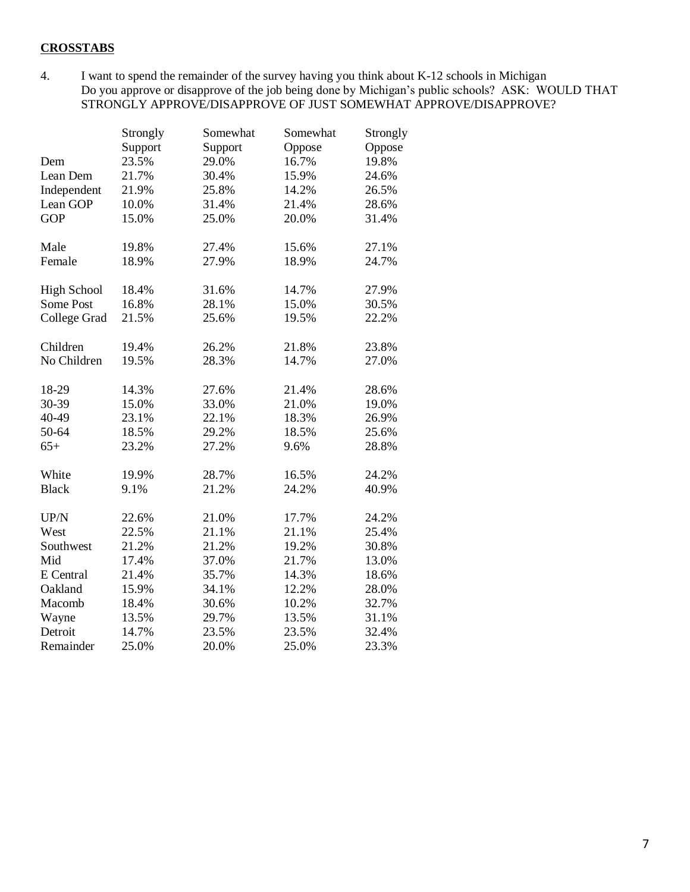**CROSSTABS**

4. I want to spend the remainder of the survey having you think about K-12 schools in Michigan
   Do you approve or disapprove of the job being done by Michigan's public schools? ASK: WOULD THAT STRONGLY APPROVE/DISAPPROVE OF JUST SOMEWHAT APPROVE/DISAPPROVE?

| | Strongly Support | Somewhat Support | Somewhat Oppose | Strongly Oppose |
|---|---|---|---|---|
| Dem | 23.5% | 29.0% | 16.7% | 19.8% |
| Lean Dem | 21.7% | 30.4% | 15.9% | 24.6% |
| Independent | 21.9% | 25.8% | 14.2% | 26.5% |
| Lean GOP | 10.0% | 31.4% | 21.4% | 28.6% |
| GOP | 15.0% | 25.0% | 20.0% | 31.4% |
| | | | | |
| Male | 19.8% | 27.4% | 15.6% | 27.1% |
| Female | 18.9% | 27.9% | 18.9% | 24.7% |
| | | | | |
| High School | 18.4% | 31.6% | 14.7% | 27.9% |
| Some Post | 16.8% | 28.1% | 15.0% | 30.5% |
| College Grad | 21.5% | 25.6% | 19.5% | 22.2% |
| | | | | |
| Children | 19.4% | 26.2% | 21.8% | 23.8% |
| No Children | 19.5% | 28.3% | 14.7% | 27.0% |
| | | | | |
| 18-29 | 14.3% | 27.6% | 21.4% | 28.6% |
| 30-39 | 15.0% | 33.0% | 21.0% | 19.0% |
| 40-49 | 23.1% | 22.1% | 18.3% | 26.9% |
| 50-64 | 18.5% | 29.2% | 18.5% | 25.6% |
| 65+ | 23.2% | 27.2% | 9.6% | 28.8% |
| | | | | |
| White | 19.9% | 28.7% | 16.5% | 24.2% |
| Black | 9.1% | 21.2% | 24.2% | 40.9% |
| | | | | |
| UP/N | 22.6% | 21.0% | 17.7% | 24.2% |
| West | 22.5% | 21.1% | 21.1% | 25.4% |
| Southwest | 21.2% | 21.2% | 19.2% | 30.8% |
| Mid | 17.4% | 37.0% | 21.7% | 13.0% |
| E Central | 21.4% | 35.7% | 14.3% | 18.6% |
| Oakland | 15.9% | 34.1% | 12.2% | 28.0% |
| Macomb | 18.4% | 30.6% | 10.2% | 32.7% |
| Wayne | 13.5% | 29.7% | 13.5% | 31.1% |
| Detroit | 14.7% | 23.5% | 23.5% | 32.4% |
| Remainder | 25.0% | 20.0% | 25.0% | 23.3% |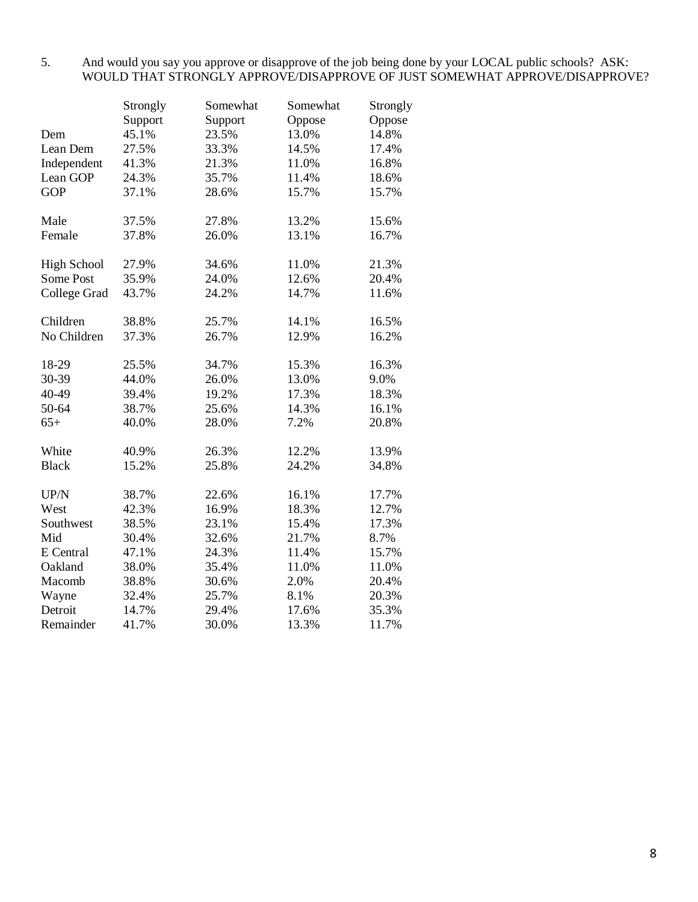5. And would you say you approve or disapprove of the job being done by your LOCAL public schools? ASK: WOULD THAT STRONGLY APPROVE/DISAPPROVE OF JUST SOMEWHAT APPROVE/DISAPPROVE?

| | Strongly Support | Somewhat Support | Somewhat Oppose | Strongly Oppose |
|---|---|---|---|---|
| Dem | 45.1% | 23.5% | 13.0% | 14.8% |
| Lean Dem | 27.5% | 33.3% | 14.5% | 17.4% |
| Independent | 41.3% | 21.3% | 11.0% | 16.8% |
| Lean GOP | 24.3% | 35.7% | 11.4% | 18.6% |
| GOP | 37.1% | 28.6% | 15.7% | 15.7% |
| | | | | |
| Male | 37.5% | 27.8% | 13.2% | 15.6% |
| Female | 37.8% | 26.0% | 13.1% | 16.7% |
| | | | | |
| High School | 27.9% | 34.6% | 11.0% | 21.3% |
| Some Post | 35.9% | 24.0% | 12.6% | 20.4% |
| College Grad | 43.7% | 24.2% | 14.7% | 11.6% |
| | | | | |
| Children | 38.8% | 25.7% | 14.1% | 16.5% |
| No Children | 37.3% | 26.7% | 12.9% | 16.2% |
| | | | | |
| 18-29 | 25.5% | 34.7% | 15.3% | 16.3% |
| 30-39 | 44.0% | 26.0% | 13.0% | 9.0% |
| 40-49 | 39.4% | 19.2% | 17.3% | 18.3% |
| 50-64 | 38.7% | 25.6% | 14.3% | 16.1% |
| 65+ | 40.0% | 28.0% | 7.2% | 20.8% |
| | | | | |
| White | 40.9% | 26.3% | 12.2% | 13.9% |
| Black | 15.2% | 25.8% | 24.2% | 34.8% |
| | | | | |
| UP/N | 38.7% | 22.6% | 16.1% | 17.7% |
| West | 42.3% | 16.9% | 18.3% | 12.7% |
| Southwest | 38.5% | 23.1% | 15.4% | 17.3% |
| Mid | 30.4% | 32.6% | 21.7% | 8.7% |
| E Central | 47.1% | 24.3% | 11.4% | 15.7% |
| Oakland | 38.0% | 35.4% | 11.0% | 11.0% |
| Macomb | 38.8% | 30.6% | 2.0% | 20.4% |
| Wayne | 32.4% | 25.7% | 8.1% | 20.3% |
| Detroit | 14.7% | 29.4% | 17.6% | 35.3% |
| Remainder | 41.7% | 30.0% | 13.3% | 11.7% |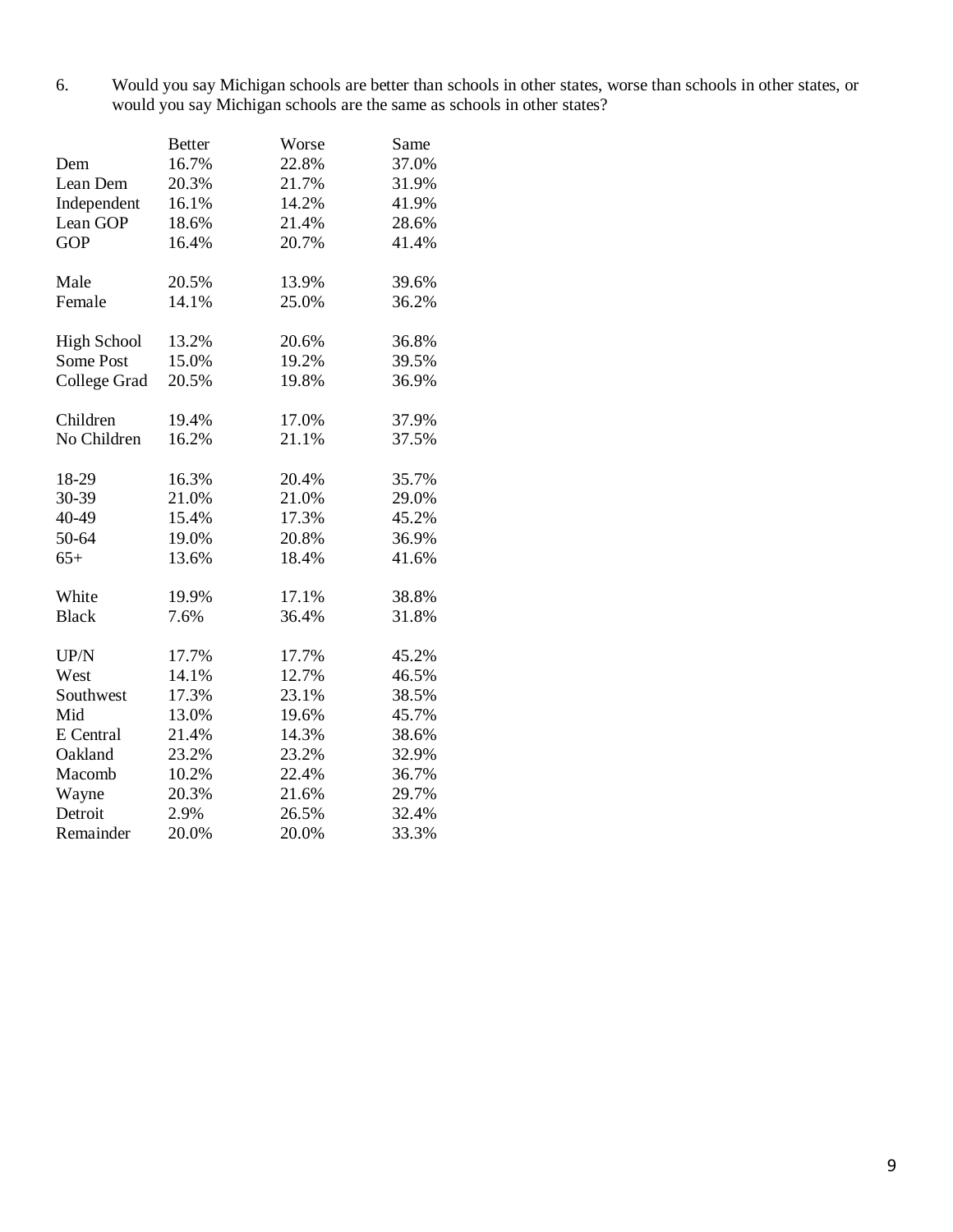6. Would you say Michigan schools are better than schools in other states, worse than schools in other states, or would you say Michigan schools are the same as schools in other states?

| | Better | Worse | Same |
|---|---|---|---|
| Dem | 16.7% | 22.8% | 37.0% |
| Lean Dem | 20.3% | 21.7% | 31.9% |
| Independent | 16.1% | 14.2% | 41.9% |
| Lean GOP | 18.6% | 21.4% | 28.6% |
| GOP | 16.4% | 20.7% | 41.4% |
| | | | |
| Male | 20.5% | 13.9% | 39.6% |
| Female | 14.1% | 25.0% | 36.2% |
| | | | |
| High School | 13.2% | 20.6% | 36.8% |
| Some Post | 15.0% | 19.2% | 39.5% |
| College Grad | 20.5% | 19.8% | 36.9% |
| | | | |
| Children | 19.4% | 17.0% | 37.9% |
| No Children | 16.2% | 21.1% | 37.5% |
| | | | |
| 18-29 | 16.3% | 20.4% | 35.7% |
| 30-39 | 21.0% | 21.0% | 29.0% |
| 40-49 | 15.4% | 17.3% | 45.2% |
| 50-64 | 19.0% | 20.8% | 36.9% |
| 65+ | 13.6% | 18.4% | 41.6% |
| | | | |
| White | 19.9% | 17.1% | 38.8% |
| Black | 7.6% | 36.4% | 31.8% |
| | | | |
| UP/N | 17.7% | 17.7% | 45.2% |
| West | 14.1% | 12.7% | 46.5% |
| Southwest | 17.3% | 23.1% | 38.5% |
| Mid | 13.0% | 19.6% | 45.7% |
| E Central | 21.4% | 14.3% | 38.6% |
| Oakland | 23.2% | 23.2% | 32.9% |
| Macomb | 10.2% | 22.4% | 36.7% |
| Wayne | 20.3% | 21.6% | 29.7% |
| Detroit | 2.9% | 26.5% | 32.4% |
| Remainder | 20.0% | 20.0% | 33.3% |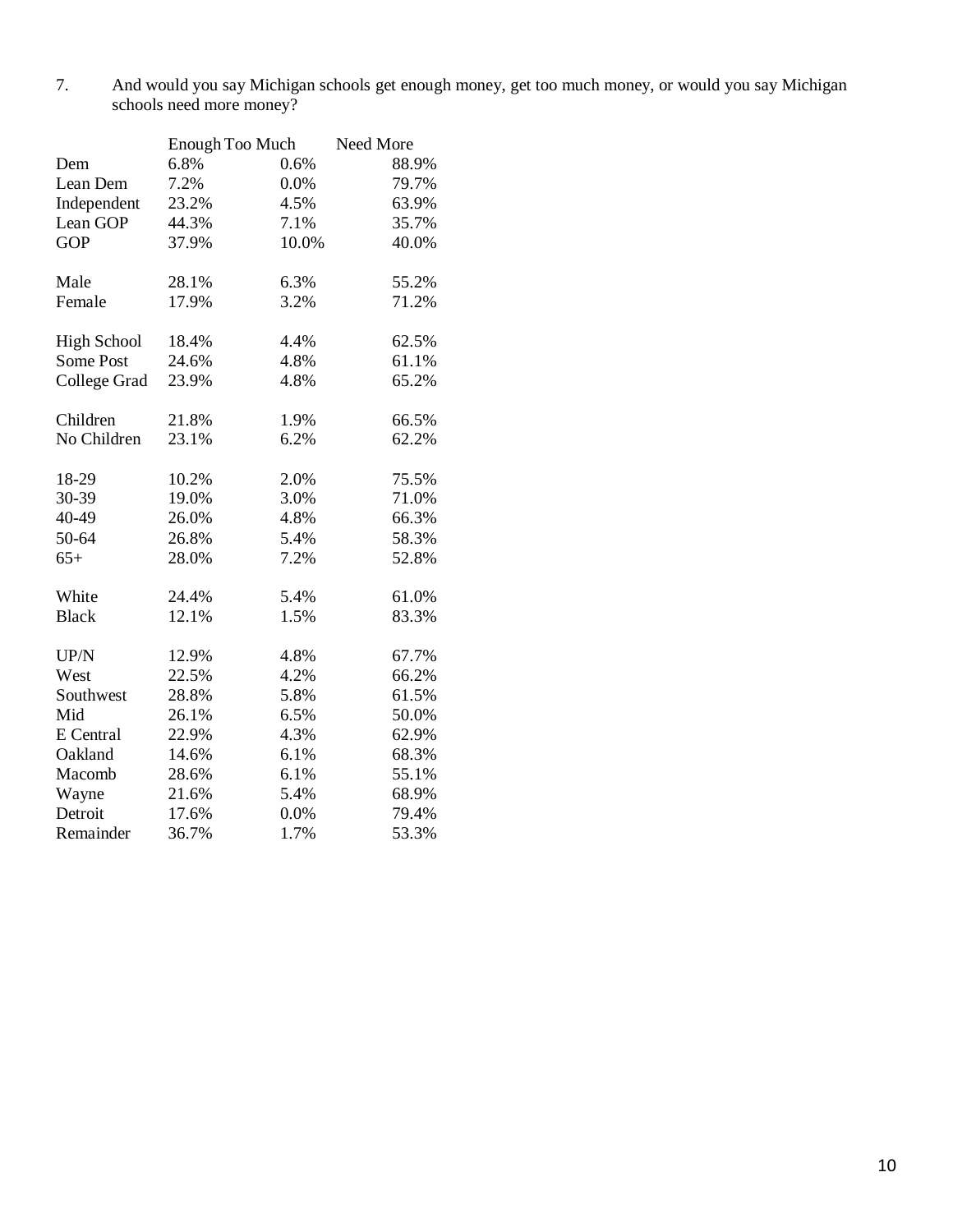7. And would you say Michigan schools get enough money, get too much money, or would you say Michigan schools need more money?

| | Enough | Too Much | Need More |
|---|---|---|---|
| Dem | 6.8% | 0.6% | 88.9% |
| Lean Dem | 7.2% | 0.0% | 79.7% |
| Independent | 23.2% | 4.5% | 63.9% |
| Lean GOP | 44.3% | 7.1% | 35.7% |
| GOP | 37.9% | 10.0% | 40.0% |
| | | | |
| Male | 28.1% | 6.3% | 55.2% |
| Female | 17.9% | 3.2% | 71.2% |
| | | | |
| High School | 18.4% | 4.4% | 62.5% |
| Some Post | 24.6% | 4.8% | 61.1% |
| College Grad | 23.9% | 4.8% | 65.2% |
| | | | |
| Children | 21.8% | 1.9% | 66.5% |
| No Children | 23.1% | 6.2% | 62.2% |
| | | | |
| 18-29 | 10.2% | 2.0% | 75.5% |
| 30-39 | 19.0% | 3.0% | 71.0% |
| 40-49 | 26.0% | 4.8% | 66.3% |
| 50-64 | 26.8% | 5.4% | 58.3% |
| 65+ | 28.0% | 7.2% | 52.8% |
| | | | |
| White | 24.4% | 5.4% | 61.0% |
| Black | 12.1% | 1.5% | 83.3% |
| | | | |
| UP/N | 12.9% | 4.8% | 67.7% |
| West | 22.5% | 4.2% | 66.2% |
| Southwest | 28.8% | 5.8% | 61.5% |
| Mid | 26.1% | 6.5% | 50.0% |
| E Central | 22.9% | 4.3% | 62.9% |
| Oakland | 14.6% | 6.1% | 68.3% |
| Macomb | 28.6% | 6.1% | 55.1% |
| Wayne | 21.6% | 5.4% | 68.9% |
| Detroit | 17.6% | 0.0% | 79.4% |
| Remainder | 36.7% | 1.7% | 53.3% |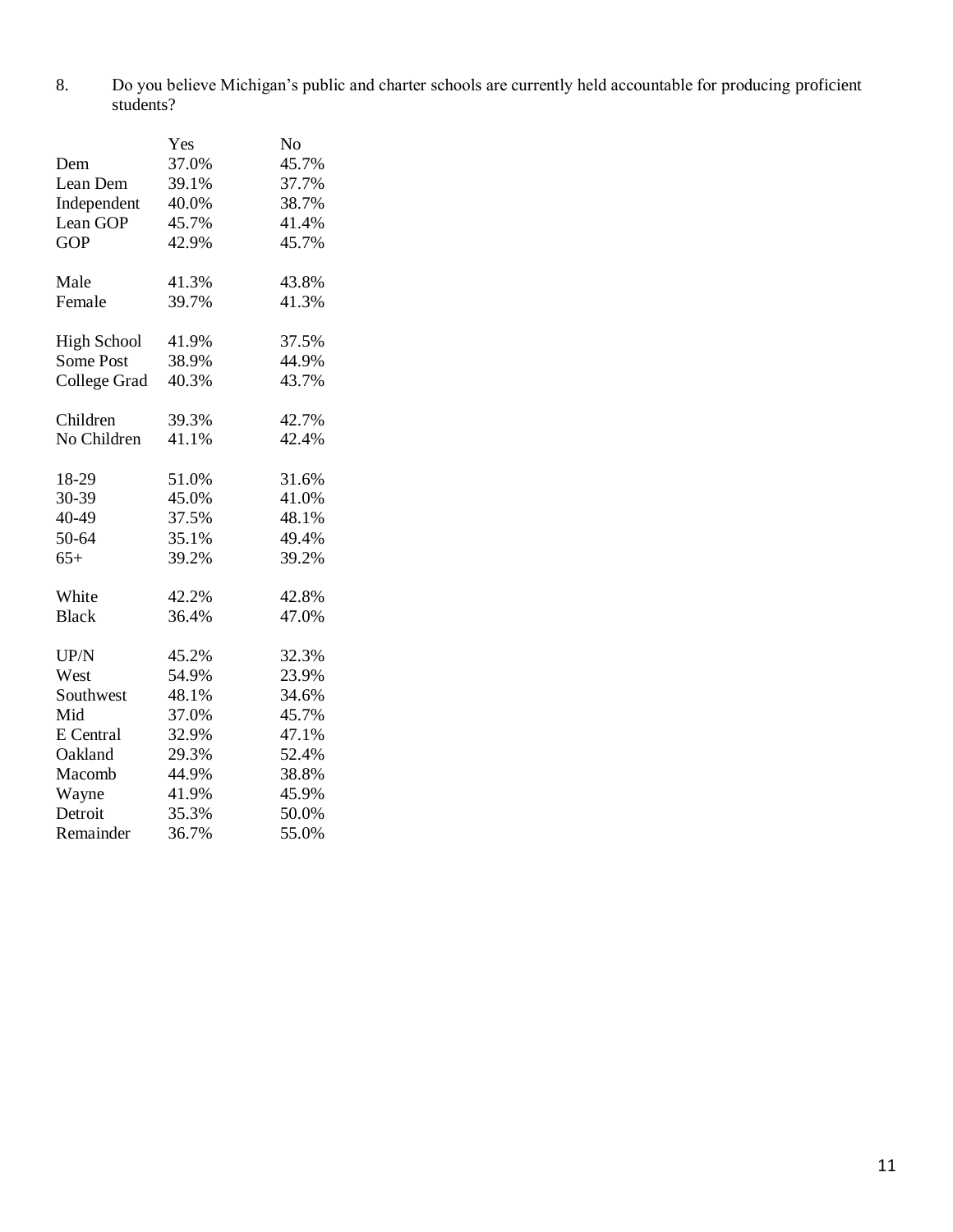8. Do you believe Michigan's public and charter schools are currently held accountable for producing proficient students?

| | Yes | No |
|---|---|---|
| Dem | 37.0% | 45.7% |
| Lean Dem | 39.1% | 37.7% |
| Independent | 40.0% | 38.7% |
| Lean GOP | 45.7% | 41.4% |
| GOP | 42.9% | 45.7% |
| | | |
| Male | 41.3% | 43.8% |
| Female | 39.7% | 41.3% |
| | | |
| High School | 41.9% | 37.5% |
| Some Post | 38.9% | 44.9% |
| College Grad | 40.3% | 43.7% |
| | | |
| Children | 39.3% | 42.7% |
| No Children | 41.1% | 42.4% |
| | | |
| 18-29 | 51.0% | 31.6% |
| 30-39 | 45.0% | 41.0% |
| 40-49 | 37.5% | 48.1% |
| 50-64 | 35.1% | 49.4% |
| 65+ | 39.2% | 39.2% |
| | | |
| White | 42.2% | 42.8% |
| Black | 36.4% | 47.0% |
| | | |
| UP/N | 45.2% | 32.3% |
| West | 54.9% | 23.9% |
| Southwest | 48.1% | 34.6% |
| Mid | 37.0% | 45.7% |
| E Central | 32.9% | 47.1% |
| Oakland | 29.3% | 52.4% |
| Macomb | 44.9% | 38.8% |
| Wayne | 41.9% | 45.9% |
| Detroit | 35.3% | 50.0% |
| Remainder | 36.7% | 55.0% |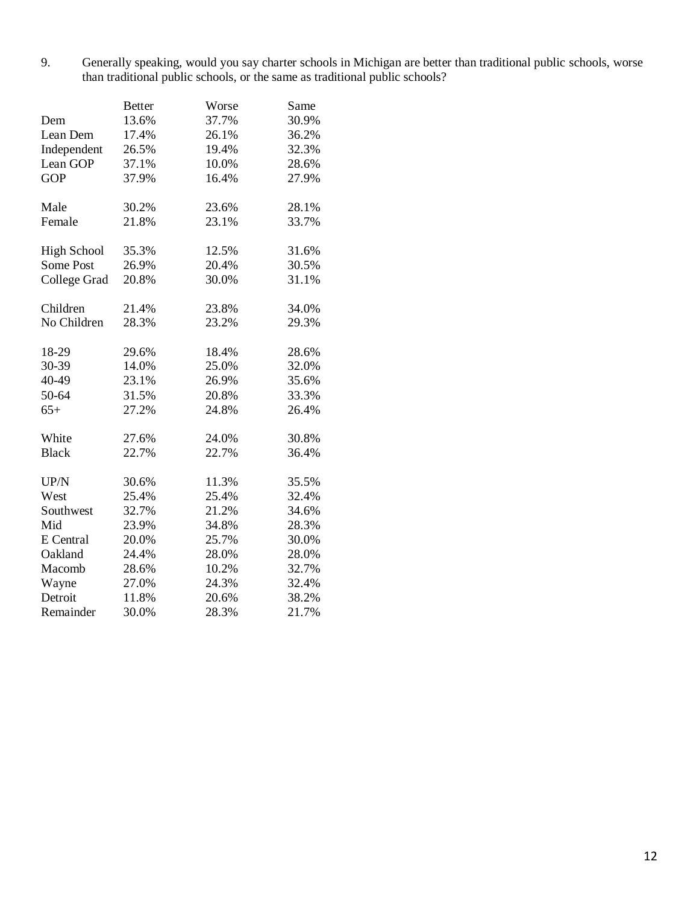9. Generally speaking, would you say charter schools in Michigan are better than traditional public schools, worse than traditional public schools, or the same as traditional public schools?

| | Better | Worse | Same |
|---|---|---|---|
| Dem | 13.6% | 37.7% | 30.9% |
| Lean Dem | 17.4% | 26.1% | 36.2% |
| Independent | 26.5% | 19.4% | 32.3% |
| Lean GOP | 37.1% | 10.0% | 28.6% |
| GOP | 37.9% | 16.4% | 27.9% |
| | | | |
| Male | 30.2% | 23.6% | 28.1% |
| Female | 21.8% | 23.1% | 33.7% |
| | | | |
| High School | 35.3% | 12.5% | 31.6% |
| Some Post | 26.9% | 20.4% | 30.5% |
| College Grad | 20.8% | 30.0% | 31.1% |
| | | | |
| Children | 21.4% | 23.8% | 34.0% |
| No Children | 28.3% | 23.2% | 29.3% |
| | | | |
| 18-29 | 29.6% | 18.4% | 28.6% |
| 30-39 | 14.0% | 25.0% | 32.0% |
| 40-49 | 23.1% | 26.9% | 35.6% |
| 50-64 | 31.5% | 20.8% | 33.3% |
| 65+ | 27.2% | 24.8% | 26.4% |
| | | | |
| White | 27.6% | 24.0% | 30.8% |
| Black | 22.7% | 22.7% | 36.4% |
| | | | |
| UP/N | 30.6% | 11.3% | 35.5% |
| West | 25.4% | 25.4% | 32.4% |
| Southwest | 32.7% | 21.2% | 34.6% |
| Mid | 23.9% | 34.8% | 28.3% |
| E Central | 20.0% | 25.7% | 30.0% |
| Oakland | 24.4% | 28.0% | 28.0% |
| Macomb | 28.6% | 10.2% | 32.7% |
| Wayne | 27.0% | 24.3% | 32.4% |
| Detroit | 11.8% | 20.6% | 38.2% |
| Remainder | 30.0% | 28.3% | 21.7% |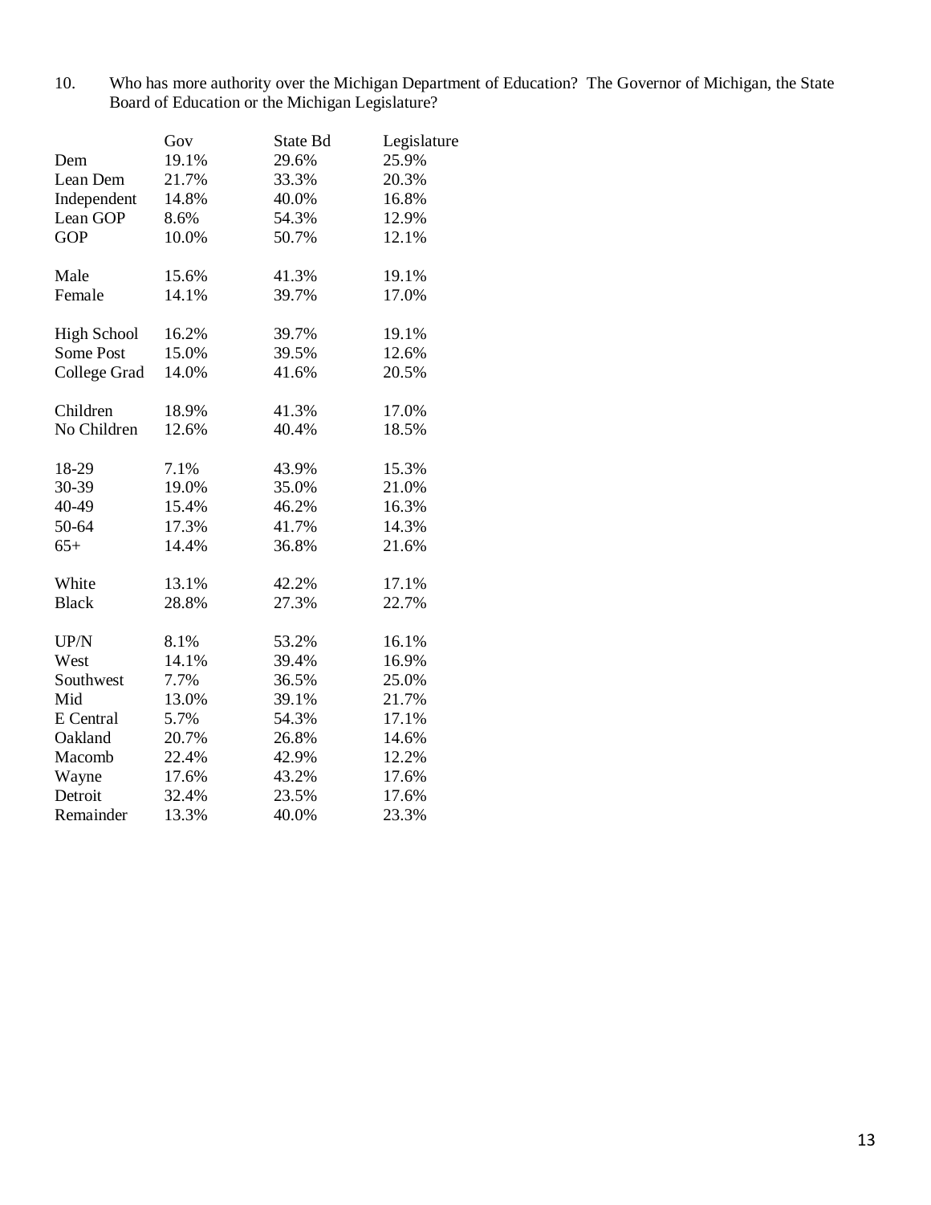10. Who has more authority over the Michigan Department of Education? The Governor of Michigan, the State Board of Education or the Michigan Legislature?

| | Gov | State Bd | Legislature |
|---|---|---|---|
| Dem | 19.1% | 29.6% | 25.9% |
| Lean Dem | 21.7% | 33.3% | 20.3% |
| Independent | 14.8% | 40.0% | 16.8% |
| Lean GOP | 8.6% | 54.3% | 12.9% |
| GOP | 10.0% | 50.7% | 12.1% |
| | | | |
| Male | 15.6% | 41.3% | 19.1% |
| Female | 14.1% | 39.7% | 17.0% |
| | | | |
| High School | 16.2% | 39.7% | 19.1% |
| Some Post | 15.0% | 39.5% | 12.6% |
| College Grad | 14.0% | 41.6% | 20.5% |
| | | | |
| Children | 18.9% | 41.3% | 17.0% |
| No Children | 12.6% | 40.4% | 18.5% |
| | | | |
| 18-29 | 7.1% | 43.9% | 15.3% |
| 30-39 | 19.0% | 35.0% | 21.0% |
| 40-49 | 15.4% | 46.2% | 16.3% |
| 50-64 | 17.3% | 41.7% | 14.3% |
| 65+ | 14.4% | 36.8% | 21.6% |
| | | | |
| White | 13.1% | 42.2% | 17.1% |
| Black | 28.8% | 27.3% | 22.7% |
| | | | |
| UP/N | 8.1% | 53.2% | 16.1% |
| West | 14.1% | 39.4% | 16.9% |
| Southwest | 7.7% | 36.5% | 25.0% |
| Mid | 13.0% | 39.1% | 21.7% |
| E Central | 5.7% | 54.3% | 17.1% |
| Oakland | 20.7% | 26.8% | 14.6% |
| Macomb | 22.4% | 42.9% | 12.2% |
| Wayne | 17.6% | 43.2% | 17.6% |
| Detroit | 32.4% | 23.5% | 17.6% |
| Remainder | 13.3% | 40.0% | 23.3% |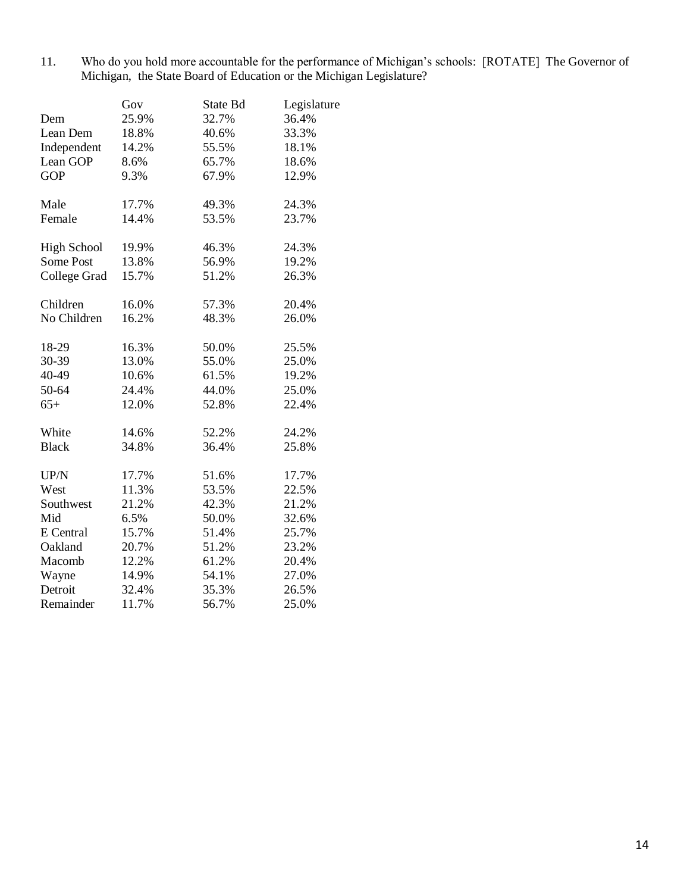11. Who do you hold more accountable for the performance of Michigan's schools: [ROTATE] The Governor of Michigan, the State Board of Education or the Michigan Legislature?

| | Gov | State Bd | Legislature |
|---|---|---|---|
| Dem | 25.9% | 32.7% | 36.4% |
| Lean Dem | 18.8% | 40.6% | 33.3% |
| Independent | 14.2% | 55.5% | 18.1% |
| Lean GOP | 8.6% | 65.7% | 18.6% |
| GOP | 9.3% | 67.9% | 12.9% |
| | | | |
| Male | 17.7% | 49.3% | 24.3% |
| Female | 14.4% | 53.5% | 23.7% |
| | | | |
| High School | 19.9% | 46.3% | 24.3% |
| Some Post | 13.8% | 56.9% | 19.2% |
| College Grad | 15.7% | 51.2% | 26.3% |
| | | | |
| Children | 16.0% | 57.3% | 20.4% |
| No Children | 16.2% | 48.3% | 26.0% |
| | | | |
| 18-29 | 16.3% | 50.0% | 25.5% |
| 30-39 | 13.0% | 55.0% | 25.0% |
| 40-49 | 10.6% | 61.5% | 19.2% |
| 50-64 | 24.4% | 44.0% | 25.0% |
| 65+ | 12.0% | 52.8% | 22.4% |
| | | | |
| White | 14.6% | 52.2% | 24.2% |
| Black | 34.8% | 36.4% | 25.8% |
| | | | |
| UP/N | 17.7% | 51.6% | 17.7% |
| West | 11.3% | 53.5% | 22.5% |
| Southwest | 21.2% | 42.3% | 21.2% |
| Mid | 6.5% | 50.0% | 32.6% |
| E Central | 15.7% | 51.4% | 25.7% |
| Oakland | 20.7% | 51.2% | 23.2% |
| Macomb | 12.2% | 61.2% | 20.4% |
| Wayne | 14.9% | 54.1% | 27.0% |
| Detroit | 32.4% | 35.3% | 26.5% |
| Remainder | 11.7% | 56.7% | 25.0% |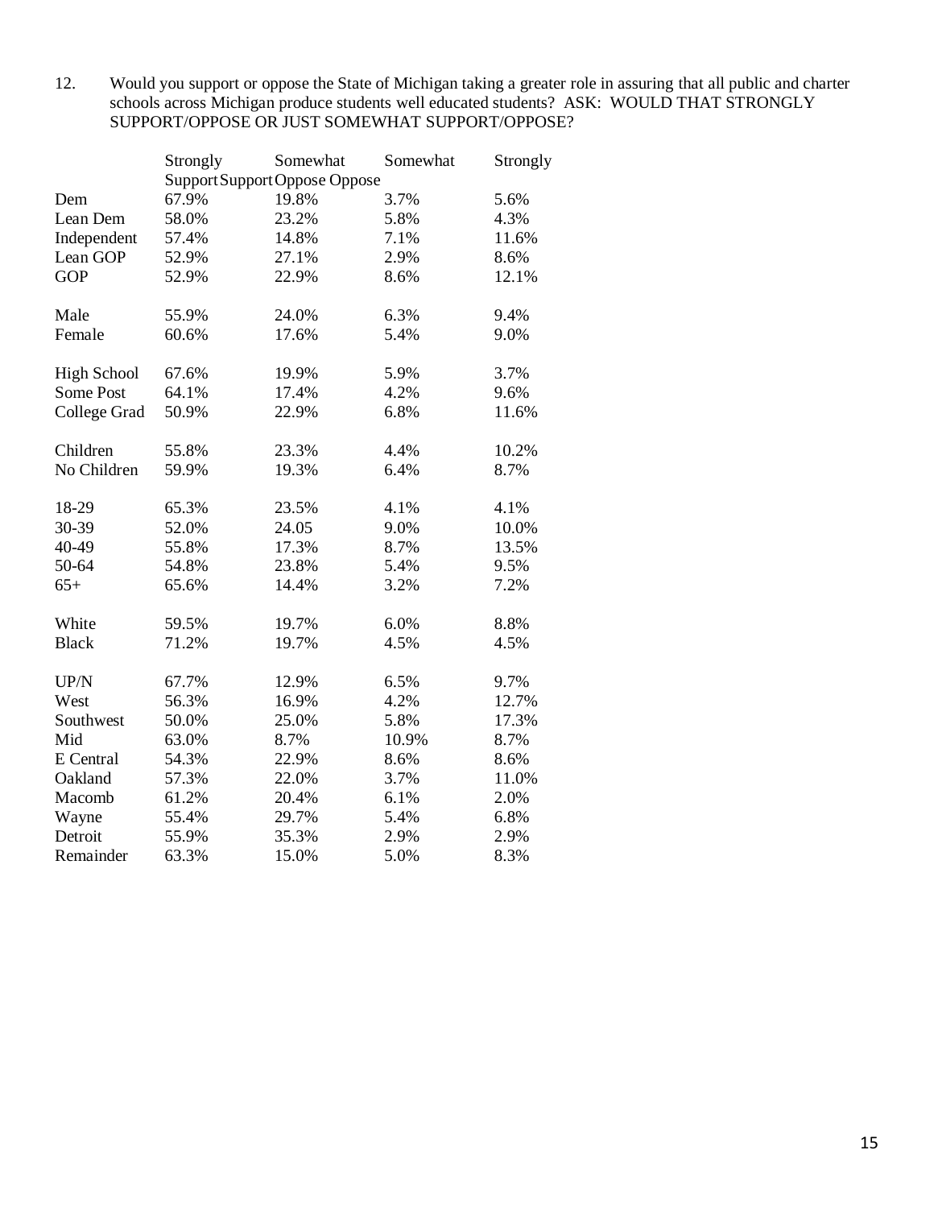12. Would you support or oppose the State of Michigan taking a greater role in assuring that all public and charter schools across Michigan produce students well educated students? ASK: WOULD THAT STRONGLY SUPPORT/OPPOSE OR JUST SOMEWHAT SUPPORT/OPPOSE?

| | Strongly Support | Somewhat Support | Somewhat Oppose | Strongly Oppose |
|---|---|---|---|---|
| Dem | 67.9% | 19.8% | 3.7% | 5.6% |
| Lean Dem | 58.0% | 23.2% | 5.8% | 4.3% |
| Independent | 57.4% | 14.8% | 7.1% | 11.6% |
| Lean GOP | 52.9% | 27.1% | 2.9% | 8.6% |
| GOP | 52.9% | 22.9% | 8.6% | 12.1% |
| | | | | |
| Male | 55.9% | 24.0% | 6.3% | 9.4% |
| Female | 60.6% | 17.6% | 5.4% | 9.0% |
| | | | | |
| High School | 67.6% | 19.9% | 5.9% | 3.7% |
| Some Post | 64.1% | 17.4% | 4.2% | 9.6% |
| College Grad | 50.9% | 22.9% | 6.8% | 11.6% |
| | | | | |
| Children | 55.8% | 23.3% | 4.4% | 10.2% |
| No Children | 59.9% | 19.3% | 6.4% | 8.7% |
| | | | | |
| 18-29 | 65.3% | 23.5% | 4.1% | 4.1% |
| 30-39 | 52.0% | 24.05 | 9.0% | 10.0% |
| 40-49 | 55.8% | 17.3% | 8.7% | 13.5% |
| 50-64 | 54.8% | 23.8% | 5.4% | 9.5% |
| 65+ | 65.6% | 14.4% | 3.2% | 7.2% |
| | | | | |
| White | 59.5% | 19.7% | 6.0% | 8.8% |
| Black | 71.2% | 19.7% | 4.5% | 4.5% |
| | | | | |
| UP/N | 67.7% | 12.9% | 6.5% | 9.7% |
| West | 56.3% | 16.9% | 4.2% | 12.7% |
| Southwest | 50.0% | 25.0% | 5.8% | 17.3% |
| Mid | 63.0% | 8.7% | 10.9% | 8.7% |
| E Central | 54.3% | 22.9% | 8.6% | 8.6% |
| Oakland | 57.3% | 22.0% | 3.7% | 11.0% |
| Macomb | 61.2% | 20.4% | 6.1% | 2.0% |
| Wayne | 55.4% | 29.7% | 5.4% | 6.8% |
| Detroit | 55.9% | 35.3% | 2.9% | 2.9% |
| Remainder | 63.3% | 15.0% | 5.0% | 8.3% |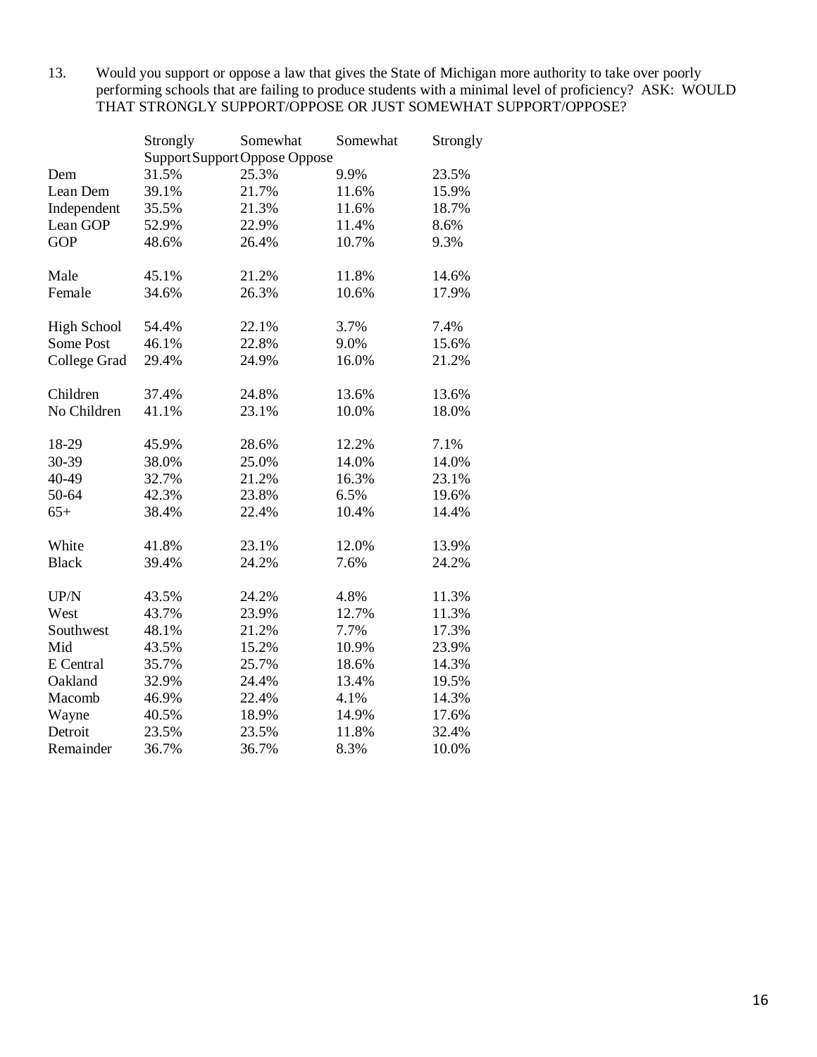13. Would you support or oppose a law that gives the State of Michigan more authority to take over poorly performing schools that are failing to produce students with a minimal level of proficiency? ASK: WOULD THAT STRONGLY SUPPORT/OPPOSE OR JUST SOMEWHAT SUPPORT/OPPOSE?

| | Strongly Support | Somewhat Support | Somewhat Oppose | Strongly Oppose |
|---|---|---|---|---|
| Dem | 31.5% | 25.3% | 9.9% | 23.5% |
| Lean Dem | 39.1% | 21.7% | 11.6% | 15.9% |
| Independent | 35.5% | 21.3% | 11.6% | 18.7% |
| Lean GOP | 52.9% | 22.9% | 11.4% | 8.6% |
| GOP | 48.6% | 26.4% | 10.7% | 9.3% |
| | | | | |
| Male | 45.1% | 21.2% | 11.8% | 14.6% |
| Female | 34.6% | 26.3% | 10.6% | 17.9% |
| | | | | |
| High School | 54.4% | 22.1% | 3.7% | 7.4% |
| Some Post | 46.1% | 22.8% | 9.0% | 15.6% |
| College Grad | 29.4% | 24.9% | 16.0% | 21.2% |
| | | | | |
| Children | 37.4% | 24.8% | 13.6% | 13.6% |
| No Children | 41.1% | 23.1% | 10.0% | 18.0% |
| | | | | |
| 18-29 | 45.9% | 28.6% | 12.2% | 7.1% |
| 30-39 | 38.0% | 25.0% | 14.0% | 14.0% |
| 40-49 | 32.7% | 21.2% | 16.3% | 23.1% |
| 50-64 | 42.3% | 23.8% | 6.5% | 19.6% |
| 65+ | 38.4% | 22.4% | 10.4% | 14.4% |
| | | | | |
| White | 41.8% | 23.1% | 12.0% | 13.9% |
| Black | 39.4% | 24.2% | 7.6% | 24.2% |
| | | | | |
| UP/N | 43.5% | 24.2% | 4.8% | 11.3% |
| West | 43.7% | 23.9% | 12.7% | 11.3% |
| Southwest | 48.1% | 21.2% | 7.7% | 17.3% |
| Mid | 43.5% | 15.2% | 10.9% | 23.9% |
| E Central | 35.7% | 25.7% | 18.6% | 14.3% |
| Oakland | 32.9% | 24.4% | 13.4% | 19.5% |
| Macomb | 46.9% | 22.4% | 4.1% | 14.3% |
| Wayne | 40.5% | 18.9% | 14.9% | 17.6% |
| Detroit | 23.5% | 23.5% | 11.8% | 32.4% |
| Remainder | 36.7% | 36.7% | 8.3% | 10.0% |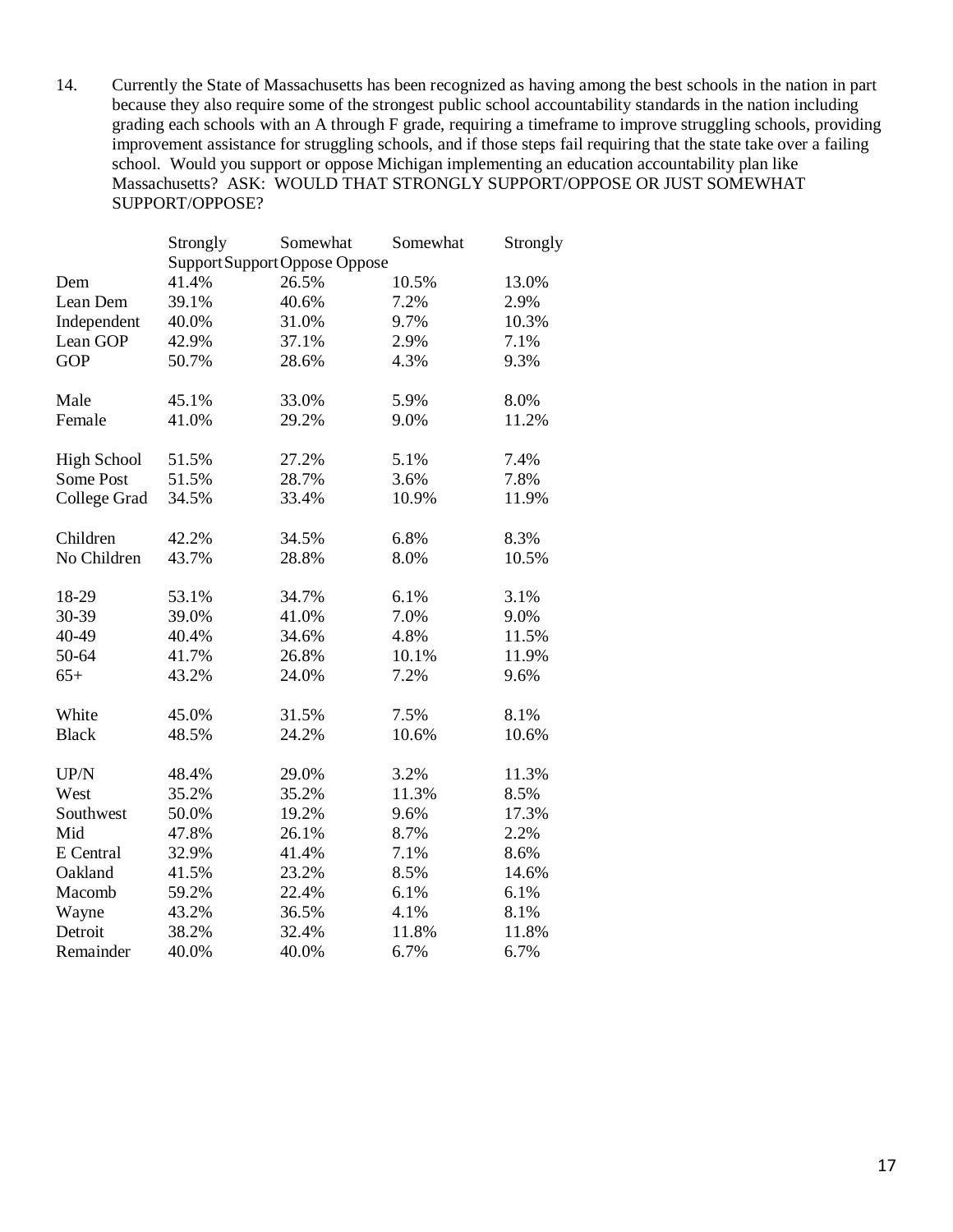14. Currently the State of Massachusetts has been recognized as having among the best schools in the nation in part because they also require some of the strongest public school accountability standards in the nation including grading each schools with an A through F grade, requiring a timeframe to improve struggling schools, providing improvement assistance for struggling schools, and if those steps fail requiring that the state take over a failing school. Would you support or oppose Michigan implementing an education accountability plan like Massachusetts? ASK: WOULD THAT STRONGLY SUPPORT/OPPOSE OR JUST SOMEWHAT SUPPORT/OPPOSE?

| | Strongly Support | Somewhat Support | Somewhat Oppose | Strongly Oppose |
|---|---|---|---|---|
| Dem | 41.4% | 26.5% | 10.5% | 13.0% |
| Lean Dem | 39.1% | 40.6% | 7.2% | 2.9% |
| Independent | 40.0% | 31.0% | 9.7% | 10.3% |
| Lean GOP | 42.9% | 37.1% | 2.9% | 7.1% |
| GOP | 50.7% | 28.6% | 4.3% | 9.3% |
| | | | | |
| Male | 45.1% | 33.0% | 5.9% | 8.0% |
| Female | 41.0% | 29.2% | 9.0% | 11.2% |
| | | | | |
| High School | 51.5% | 27.2% | 5.1% | 7.4% |
| Some Post | 51.5% | 28.7% | 3.6% | 7.8% |
| College Grad | 34.5% | 33.4% | 10.9% | 11.9% |
| | | | | |
| Children | 42.2% | 34.5% | 6.8% | 8.3% |
| No Children | 43.7% | 28.8% | 8.0% | 10.5% |
| | | | | |
| 18-29 | 53.1% | 34.7% | 6.1% | 3.1% |
| 30-39 | 39.0% | 41.0% | 7.0% | 9.0% |
| 40-49 | 40.4% | 34.6% | 4.8% | 11.5% |
| 50-64 | 41.7% | 26.8% | 10.1% | 11.9% |
| 65+ | 43.2% | 24.0% | 7.2% | 9.6% |
| | | | | |
| White | 45.0% | 31.5% | 7.5% | 8.1% |
| Black | 48.5% | 24.2% | 10.6% | 10.6% |
| | | | | |
| UP/N | 48.4% | 29.0% | 3.2% | 11.3% |
| West | 35.2% | 35.2% | 11.3% | 8.5% |
| Southwest | 50.0% | 19.2% | 9.6% | 17.3% |
| Mid | 47.8% | 26.1% | 8.7% | 2.2% |
| E Central | 32.9% | 41.4% | 7.1% | 8.6% |
| Oakland | 41.5% | 23.2% | 8.5% | 14.6% |
| Macomb | 59.2% | 22.4% | 6.1% | 6.1% |
| Wayne | 43.2% | 36.5% | 4.1% | 8.1% |
| Detroit | 38.2% | 32.4% | 11.8% | 11.8% |
| Remainder | 40.0% | 40.0% | 6.7% | 6.7% |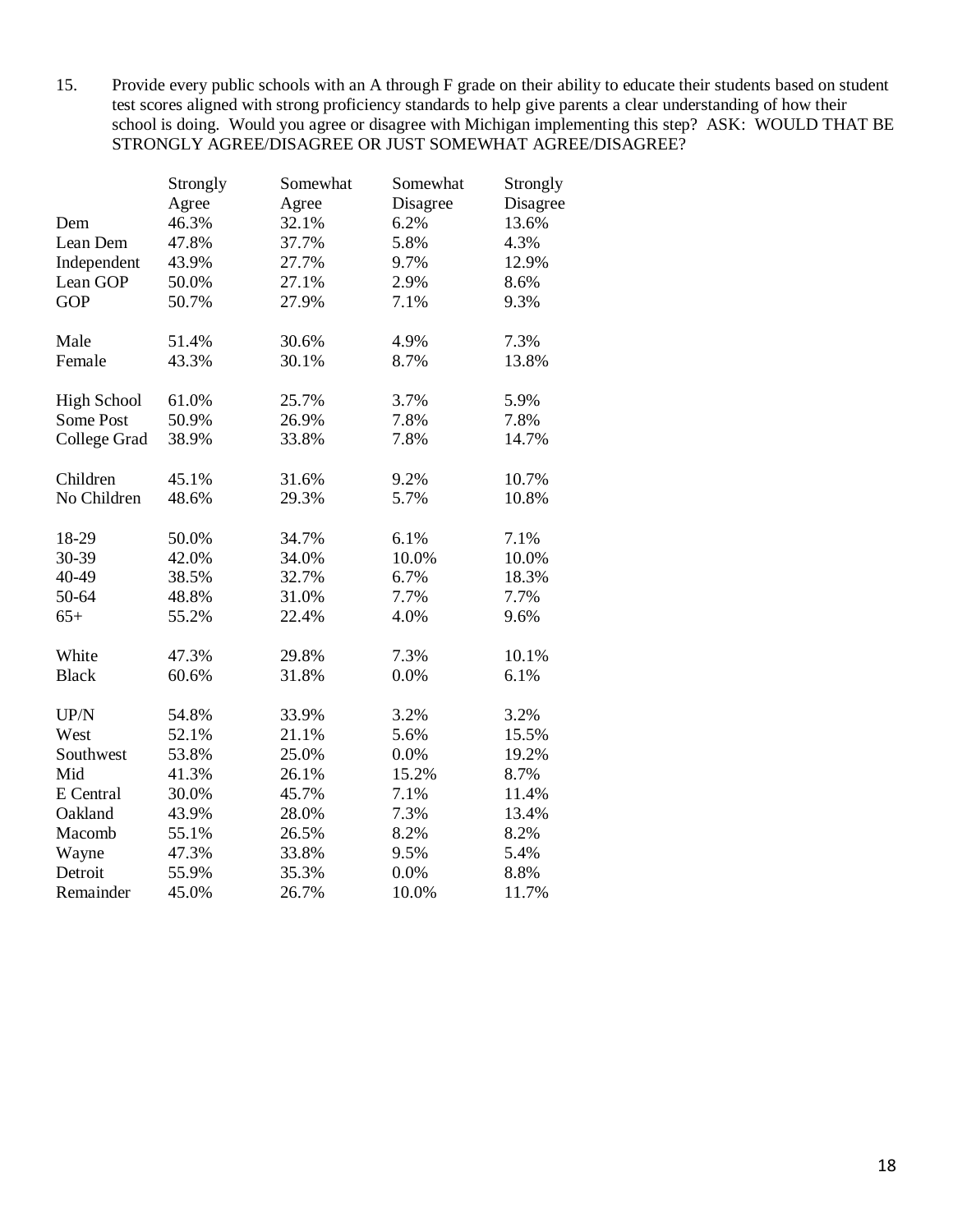15. Provide every public schools with an A through F grade on their ability to educate their students based on student test scores aligned with strong proficiency standards to help give parents a clear understanding of how their school is doing. Would you agree or disagree with Michigan implementing this step? ASK: WOULD THAT BE STRONGLY AGREE/DISAGREE OR JUST SOMEWHAT AGREE/DISAGREE?

| | Strongly Agree | Somewhat Agree | Somewhat Disagree | Strongly Disagree |
|---|---|---|---|---|
| Dem | 46.3% | 32.1% | 6.2% | 13.6% |
| Lean Dem | 47.8% | 37.7% | 5.8% | 4.3% |
| Independent | 43.9% | 27.7% | 9.7% | 12.9% |
| Lean GOP | 50.0% | 27.1% | 2.9% | 8.6% |
| GOP | 50.7% | 27.9% | 7.1% | 9.3% |
| | | | | |
| Male | 51.4% | 30.6% | 4.9% | 7.3% |
| Female | 43.3% | 30.1% | 8.7% | 13.8% |
| | | | | |
| High School | 61.0% | 25.7% | 3.7% | 5.9% |
| Some Post | 50.9% | 26.9% | 7.8% | 7.8% |
| College Grad | 38.9% | 33.8% | 7.8% | 14.7% |
| | | | | |
| Children | 45.1% | 31.6% | 9.2% | 10.7% |
| No Children | 48.6% | 29.3% | 5.7% | 10.8% |
| | | | | |
| 18-29 | 50.0% | 34.7% | 6.1% | 7.1% |
| 30-39 | 42.0% | 34.0% | 10.0% | 10.0% |
| 40-49 | 38.5% | 32.7% | 6.7% | 18.3% |
| 50-64 | 48.8% | 31.0% | 7.7% | 7.7% |
| 65+ | 55.2% | 22.4% | 4.0% | 9.6% |
| | | | | |
| White | 47.3% | 29.8% | 7.3% | 10.1% |
| Black | 60.6% | 31.8% | 0.0% | 6.1% |
| | | | | |
| UP/N | 54.8% | 33.9% | 3.2% | 3.2% |
| West | 52.1% | 21.1% | 5.6% | 15.5% |
| Southwest | 53.8% | 25.0% | 0.0% | 19.2% |
| Mid | 41.3% | 26.1% | 15.2% | 8.7% |
| E Central | 30.0% | 45.7% | 7.1% | 11.4% |
| Oakland | 43.9% | 28.0% | 7.3% | 13.4% |
| Macomb | 55.1% | 26.5% | 8.2% | 8.2% |
| Wayne | 47.3% | 33.8% | 9.5% | 5.4% |
| Detroit | 55.9% | 35.3% | 0.0% | 8.8% |
| Remainder | 45.0% | 26.7% | 10.0% | 11.7% |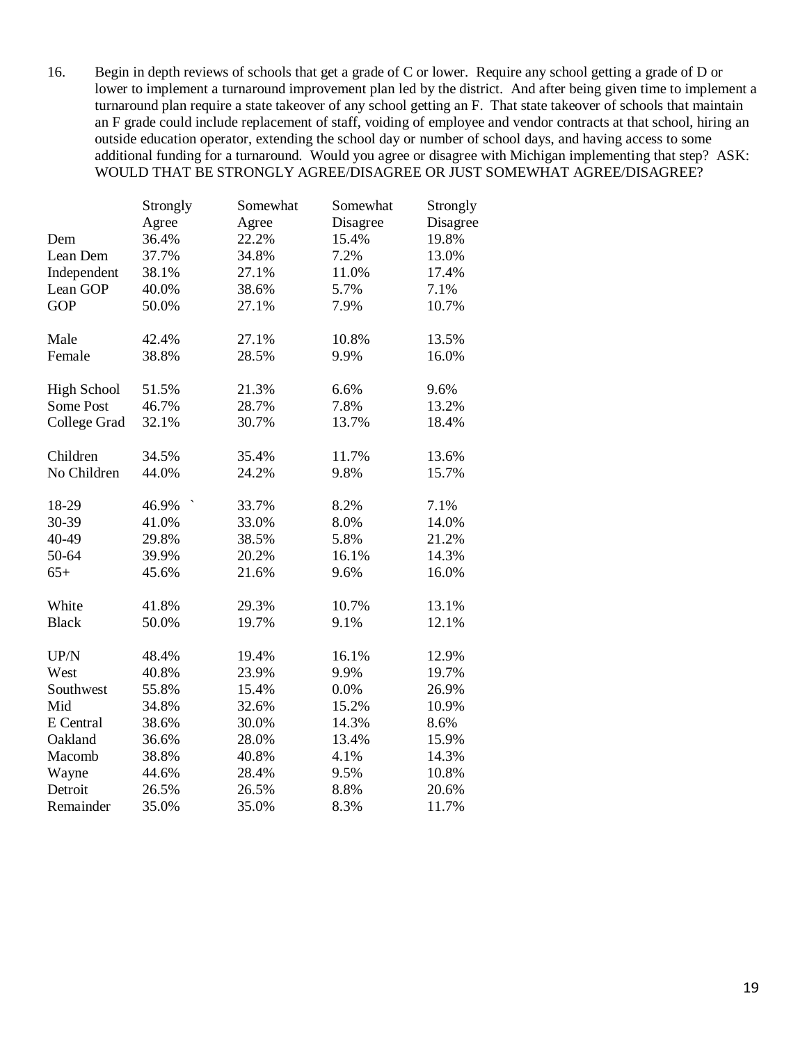16. Begin in depth reviews of schools that get a grade of C or lower. Require any school getting a grade of D or lower to implement a turnaround improvement plan led by the district. And after being given time to implement a turnaround plan require a state takeover of any school getting an F. That state takeover of schools that maintain an F grade could include replacement of staff, voiding of employee and vendor contracts at that school, hiring an outside education operator, extending the school day or number of school days, and having access to some additional funding for a turnaround. Would you agree or disagree with Michigan implementing that step? ASK: WOULD THAT BE STRONGLY AGREE/DISAGREE OR JUST SOMEWHAT AGREE/DISAGREE?

| | Strongly Agree | Somewhat Agree | Somewhat Disagree | Strongly Disagree |
|---|---|---|---|---|
| Dem | 36.4% | 22.2% | 15.4% | 19.8% |
| Lean Dem | 37.7% | 34.8% | 7.2% | 13.0% |
| Independent | 38.1% | 27.1% | 11.0% | 17.4% |
| Lean GOP | 40.0% | 38.6% | 5.7% | 7.1% |
| GOP | 50.0% | 27.1% | 7.9% | 10.7% |
| | | | | |
| Male | 42.4% | 27.1% | 10.8% | 13.5% |
| Female | 38.8% | 28.5% | 9.9% | 16.0% |
| | | | | |
| High School | 51.5% | 21.3% | 6.6% | 9.6% |
| Some Post | 46.7% | 28.7% | 7.8% | 13.2% |
| College Grad | 32.1% | 30.7% | 13.7% | 18.4% |
| | | | | |
| Children | 34.5% | 35.4% | 11.7% | 13.6% |
| No Children | 44.0% | 24.2% | 9.8% | 15.7% |
| | | | | |
| 18-29 | 46.9% ` | 33.7% | 8.2% | 7.1% |
| 30-39 | 41.0% | 33.0% | 8.0% | 14.0% |
| 40-49 | 29.8% | 38.5% | 5.8% | 21.2% |
| 50-64 | 39.9% | 20.2% | 16.1% | 14.3% |
| 65+ | 45.6% | 21.6% | 9.6% | 16.0% |
| | | | | |
| White | 41.8% | 29.3% | 10.7% | 13.1% |
| Black | 50.0% | 19.7% | 9.1% | 12.1% |
| | | | | |
| UP/N | 48.4% | 19.4% | 16.1% | 12.9% |
| West | 40.8% | 23.9% | 9.9% | 19.7% |
| Southwest | 55.8% | 15.4% | 0.0% | 26.9% |
| Mid | 34.8% | 32.6% | 15.2% | 10.9% |
| E Central | 38.6% | 30.0% | 14.3% | 8.6% |
| Oakland | 36.6% | 28.0% | 13.4% | 15.9% |
| Macomb | 38.8% | 40.8% | 4.1% | 14.3% |
| Wayne | 44.6% | 28.4% | 9.5% | 10.8% |
| Detroit | 26.5% | 26.5% | 8.8% | 20.6% |
| Remainder | 35.0% | 35.0% | 8.3% | 11.7% |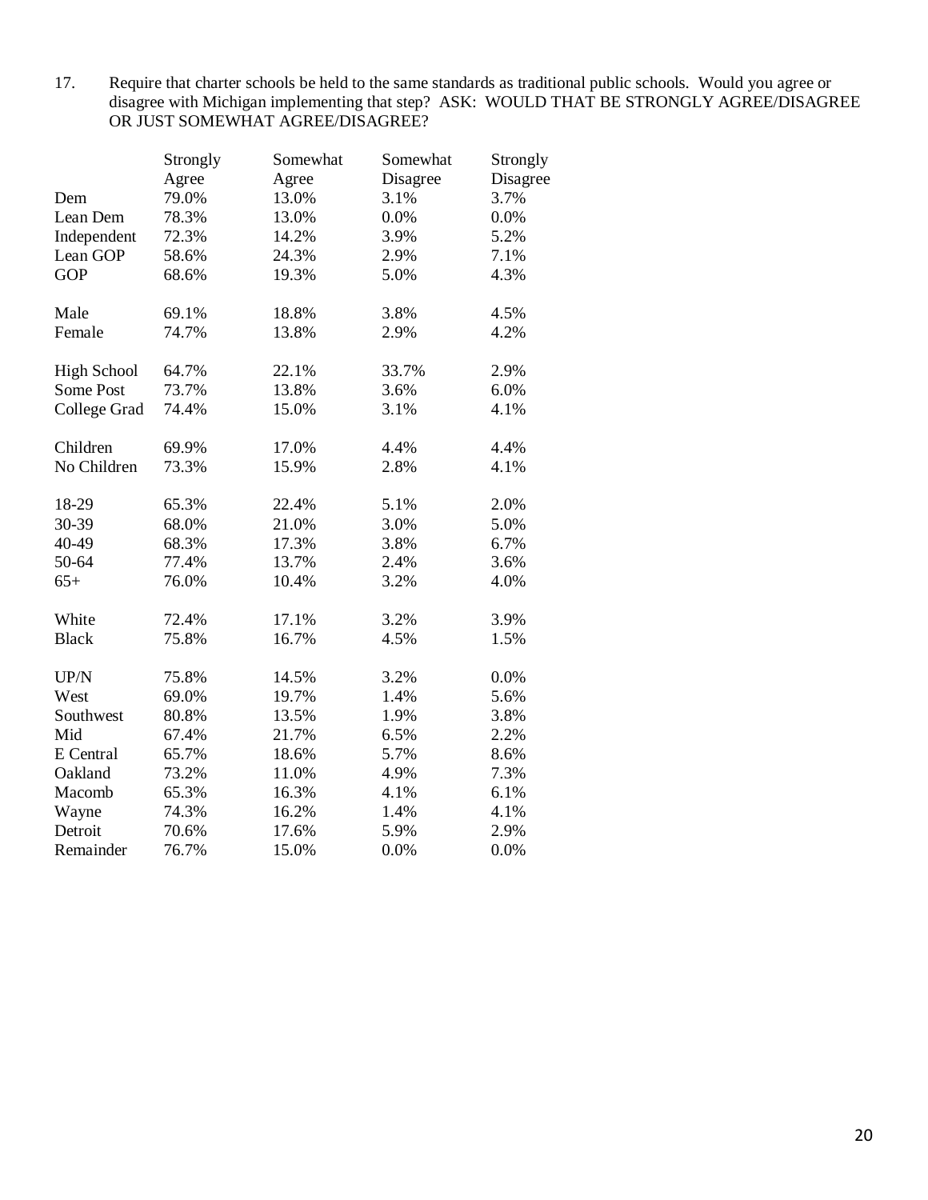17. Require that charter schools be held to the same standards as traditional public schools. Would you agree or disagree with Michigan implementing that step? ASK: WOULD THAT BE STRONGLY AGREE/DISAGREE OR JUST SOMEWHAT AGREE/DISAGREE?

| | Strongly Agree | Somewhat Agree | Somewhat Disagree | Strongly Disagree |
|---|---|---|---|---|
| Dem | 79.0% | 13.0% | 3.1% | 3.7% |
| Lean Dem | 78.3% | 13.0% | 0.0% | 0.0% |
| Independent | 72.3% | 14.2% | 3.9% | 5.2% |
| Lean GOP | 58.6% | 24.3% | 2.9% | 7.1% |
| GOP | 68.6% | 19.3% | 5.0% | 4.3% |
| | | | | |
| Male | 69.1% | 18.8% | 3.8% | 4.5% |
| Female | 74.7% | 13.8% | 2.9% | 4.2% |
| | | | | |
| High School | 64.7% | 22.1% | 33.7% | 2.9% |
| Some Post | 73.7% | 13.8% | 3.6% | 6.0% |
| College Grad | 74.4% | 15.0% | 3.1% | 4.1% |
| | | | | |
| Children | 69.9% | 17.0% | 4.4% | 4.4% |
| No Children | 73.3% | 15.9% | 2.8% | 4.1% |
| | | | | |
| 18-29 | 65.3% | 22.4% | 5.1% | 2.0% |
| 30-39 | 68.0% | 21.0% | 3.0% | 5.0% |
| 40-49 | 68.3% | 17.3% | 3.8% | 6.7% |
| 50-64 | 77.4% | 13.7% | 2.4% | 3.6% |
| 65+ | 76.0% | 10.4% | 3.2% | 4.0% |
| | | | | |
| White | 72.4% | 17.1% | 3.2% | 3.9% |
| Black | 75.8% | 16.7% | 4.5% | 1.5% |
| | | | | |
| UP/N | 75.8% | 14.5% | 3.2% | 0.0% |
| West | 69.0% | 19.7% | 1.4% | 5.6% |
| Southwest | 80.8% | 13.5% | 1.9% | 3.8% |
| Mid | 67.4% | 21.7% | 6.5% | 2.2% |
| E Central | 65.7% | 18.6% | 5.7% | 8.6% |
| Oakland | 73.2% | 11.0% | 4.9% | 7.3% |
| Macomb | 65.3% | 16.3% | 4.1% | 6.1% |
| Wayne | 74.3% | 16.2% | 1.4% | 4.1% |
| Detroit | 70.6% | 17.6% | 5.9% | 2.9% |
| Remainder | 76.7% | 15.0% | 0.0% | 0.0% |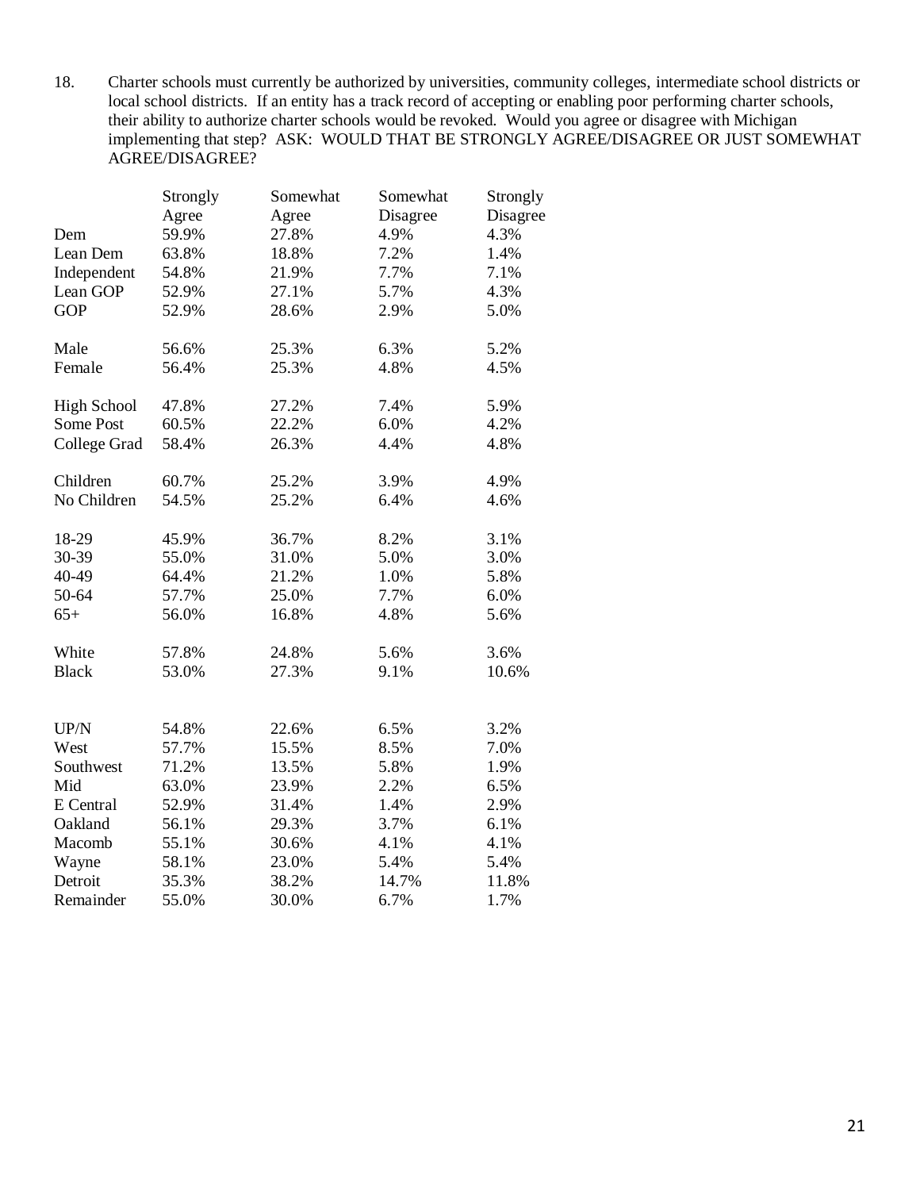18. Charter schools must currently be authorized by universities, community colleges, intermediate school districts or local school districts. If an entity has a track record of accepting or enabling poor performing charter schools, their ability to authorize charter schools would be revoked. Would you agree or disagree with Michigan implementing that step? ASK: WOULD THAT BE STRONGLY AGREE/DISAGREE OR JUST SOMEWHAT AGREE/DISAGREE?

| | Strongly Agree | Somewhat Agree | Somewhat Disagree | Strongly Disagree |
|---|---|---|---|---|
| Dem | 59.9% | 27.8% | 4.9% | 4.3% |
| Lean Dem | 63.8% | 18.8% | 7.2% | 1.4% |
| Independent | 54.8% | 21.9% | 7.7% | 7.1% |
| Lean GOP | 52.9% | 27.1% | 5.7% | 4.3% |
| GOP | 52.9% | 28.6% | 2.9% | 5.0% |
| | | | | |
| Male | 56.6% | 25.3% | 6.3% | 5.2% |
| Female | 56.4% | 25.3% | 4.8% | 4.5% |
| | | | | |
| High School | 47.8% | 27.2% | 7.4% | 5.9% |
| Some Post | 60.5% | 22.2% | 6.0% | 4.2% |
| College Grad | 58.4% | 26.3% | 4.4% | 4.8% |
| | | | | |
| Children | 60.7% | 25.2% | 3.9% | 4.9% |
| No Children | 54.5% | 25.2% | 6.4% | 4.6% |
| | | | | |
| 18-29 | 45.9% | 36.7% | 8.2% | 3.1% |
| 30-39 | 55.0% | 31.0% | 5.0% | 3.0% |
| 40-49 | 64.4% | 21.2% | 1.0% | 5.8% |
| 50-64 | 57.7% | 25.0% | 7.7% | 6.0% |
| 65+ | 56.0% | 16.8% | 4.8% | 5.6% |
| | | | | |
| White | 57.8% | 24.8% | 5.6% | 3.6% |
| Black | 53.0% | 27.3% | 9.1% | 10.6% |
| | | | | |
| UP/N | 54.8% | 22.6% | 6.5% | 3.2% |
| West | 57.7% | 15.5% | 8.5% | 7.0% |
| Southwest | 71.2% | 13.5% | 5.8% | 1.9% |
| Mid | 63.0% | 23.9% | 2.2% | 6.5% |
| E Central | 52.9% | 31.4% | 1.4% | 2.9% |
| Oakland | 56.1% | 29.3% | 3.7% | 6.1% |
| Macomb | 55.1% | 30.6% | 4.1% | 4.1% |
| Wayne | 58.1% | 23.0% | 5.4% | 5.4% |
| Detroit | 35.3% | 38.2% | 14.7% | 11.8% |
| Remainder | 55.0% | 30.0% | 6.7% | 1.7% |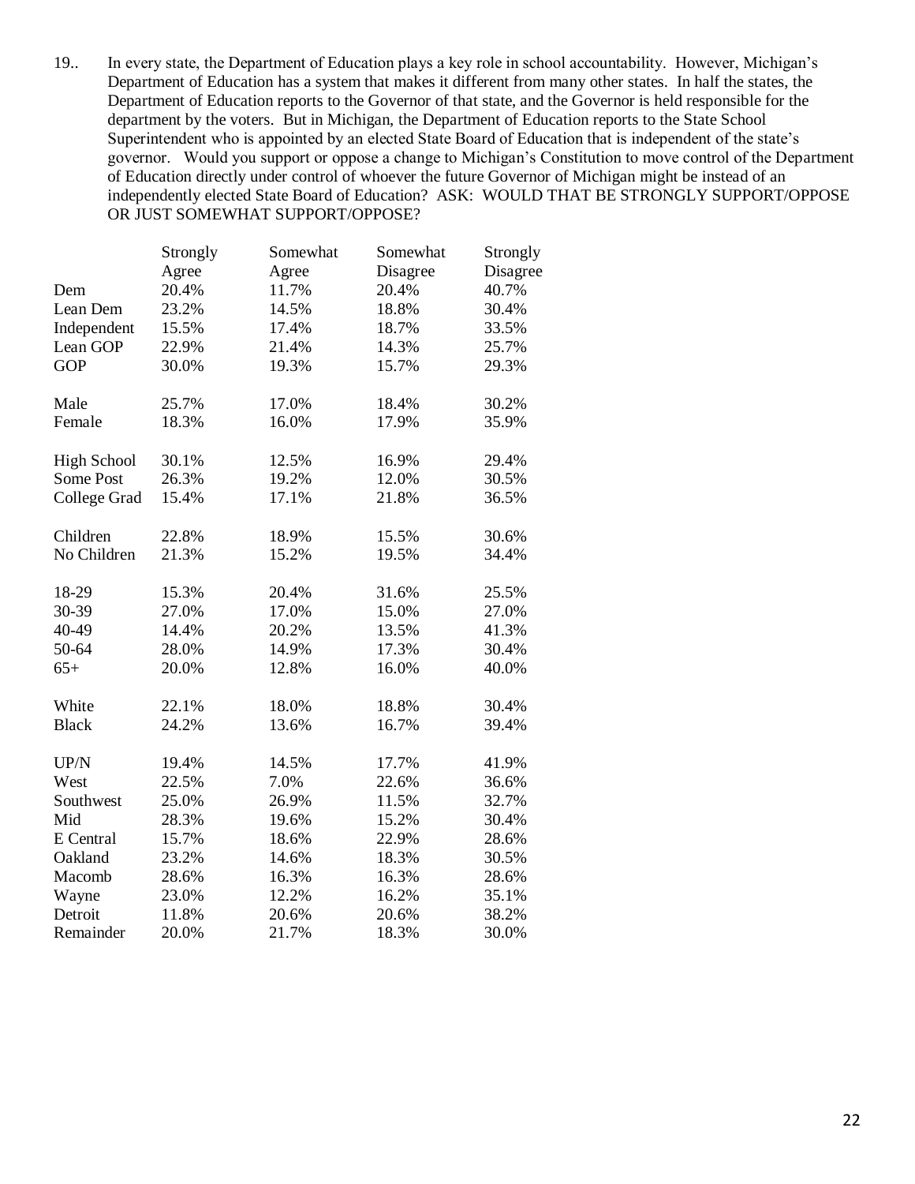19.. In every state, the Department of Education plays a key role in school accountability. However, Michigan's Department of Education has a system that makes it different from many other states. In half the states, the Department of Education reports to the Governor of that state, and the Governor is held responsible for the department by the voters. But in Michigan, the Department of Education reports to the State School Superintendent who is appointed by an elected State Board of Education that is independent of the state's governor. Would you support or oppose a change to Michigan's Constitution to move control of the Department of Education directly under control of whoever the future Governor of Michigan might be instead of an independently elected State Board of Education? ASK: WOULD THAT BE STRONGLY SUPPORT/OPPOSE OR JUST SOMEWHAT SUPPORT/OPPOSE?

| | Strongly Agree | Somewhat Agree | Somewhat Disagree | Strongly Disagree |
|---|---|---|---|---|
| Dem | 20.4% | 11.7% | 20.4% | 40.7% |
| Lean Dem | 23.2% | 14.5% | 18.8% | 30.4% |
| Independent | 15.5% | 17.4% | 18.7% | 33.5% |
| Lean GOP | 22.9% | 21.4% | 14.3% | 25.7% |
| GOP | 30.0% | 19.3% | 15.7% | 29.3% |
| Male | 25.7% | 17.0% | 18.4% | 30.2% |
| Female | 18.3% | 16.0% | 17.9% | 35.9% |
| High School | 30.1% | 12.5% | 16.9% | 29.4% |
| Some Post | 26.3% | 19.2% | 12.0% | 30.5% |
| College Grad | 15.4% | 17.1% | 21.8% | 36.5% |
| Children | 22.8% | 18.9% | 15.5% | 30.6% |
| No Children | 21.3% | 15.2% | 19.5% | 34.4% |
| 18-29 | 15.3% | 20.4% | 31.6% | 25.5% |
| 30-39 | 27.0% | 17.0% | 15.0% | 27.0% |
| 40-49 | 14.4% | 20.2% | 13.5% | 41.3% |
| 50-64 | 28.0% | 14.9% | 17.3% | 30.4% |
| 65+ | 20.0% | 12.8% | 16.0% | 40.0% |
| White | 22.1% | 18.0% | 18.8% | 30.4% |
| Black | 24.2% | 13.6% | 16.7% | 39.4% |
| UP/N | 19.4% | 14.5% | 17.7% | 41.9% |
| West | 22.5% | 7.0% | 22.6% | 36.6% |
| Southwest | 25.0% | 26.9% | 11.5% | 32.7% |
| Mid | 28.3% | 19.6% | 15.2% | 30.4% |
| E Central | 15.7% | 18.6% | 22.9% | 28.6% |
| Oakland | 23.2% | 14.6% | 18.3% | 30.5% |
| Macomb | 28.6% | 16.3% | 16.3% | 28.6% |
| Wayne | 23.0% | 12.2% | 16.2% | 35.1% |
| Detroit | 11.8% | 20.6% | 20.6% | 38.2% |
| Remainder | 20.0% | 21.7% | 18.3% | 30.0% |